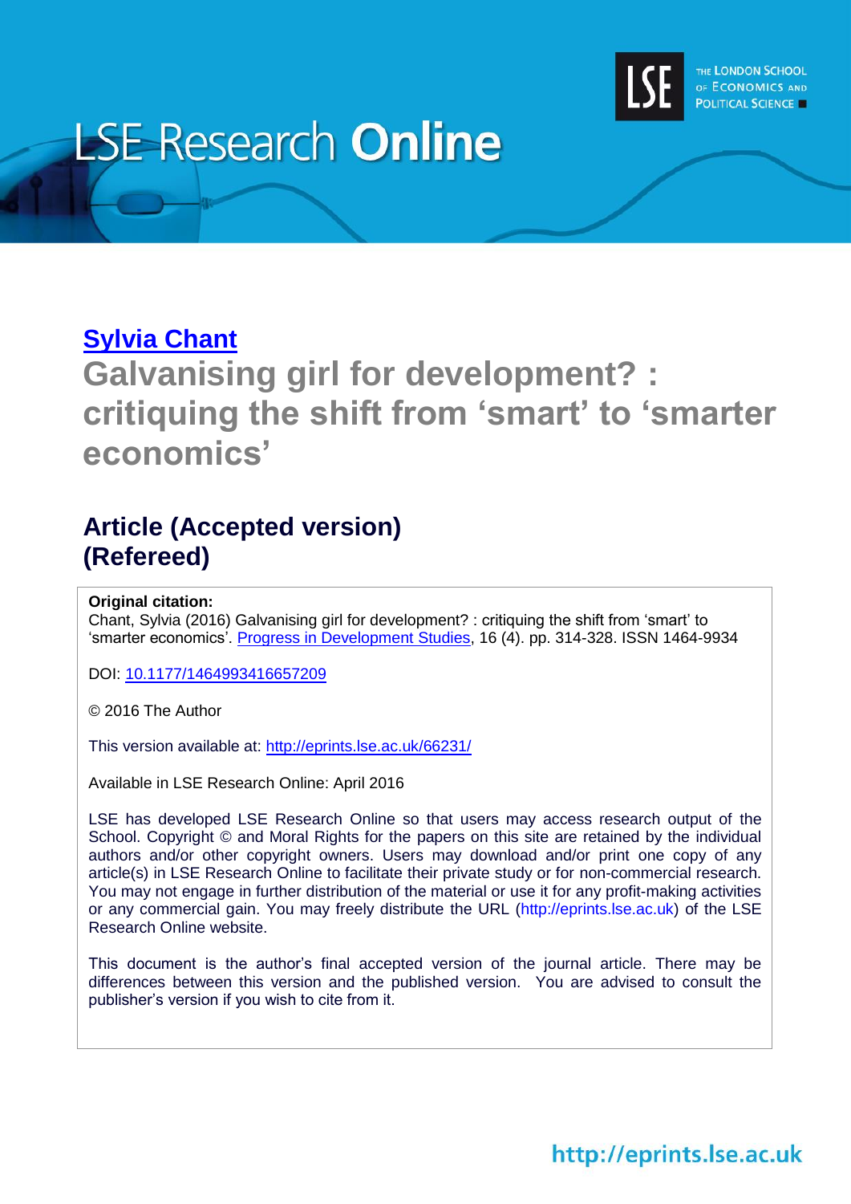LSE Research Online

[Sylvia Chant](http://www.lse.ac.uk/researchAndExpertise/Experts/profile.aspx?KeyValue=s.chant%40lse.ac.uk)

# Galvanising girl for development? : critiquing the shift from 'smart' to 'smarter economics'

## Article (Accepted version) (Refereed)

**Original citation:**
Chant, Sylvia (2016) Galvanising girl for development? : critiquing the shift from 'smart' to 'smarter economics'. Progress in Development Studies, 16 (4). pp. 314-328. ISSN 1464-9934

DOI: 10.1177/1464993416657209

© 2016 The Author

This version available at: http://eprints.lse.ac.uk/66231/

Available in LSE Research Online: April 2016

LSE has developed LSE Research Online so that users may access research output of the School. Copyright © and Moral Rights for the papers on this site are retained by the individual authors and/or other copyright owners. Users may download and/or print one copy of any article(s) in LSE Research Online to facilitate their private study or for non-commercial research. You may not engage in further distribution of the material or use it for any profit-making activities or any commercial gain. You may freely distribute the URL (http://eprints.lse.ac.uk) of the LSE Research Online website.

This document is the author's final accepted version of the journal article. There may be differences between this version and the published version. You are advised to consult the publisher's version if you wish to cite from it.

http://eprints.lse.ac.uk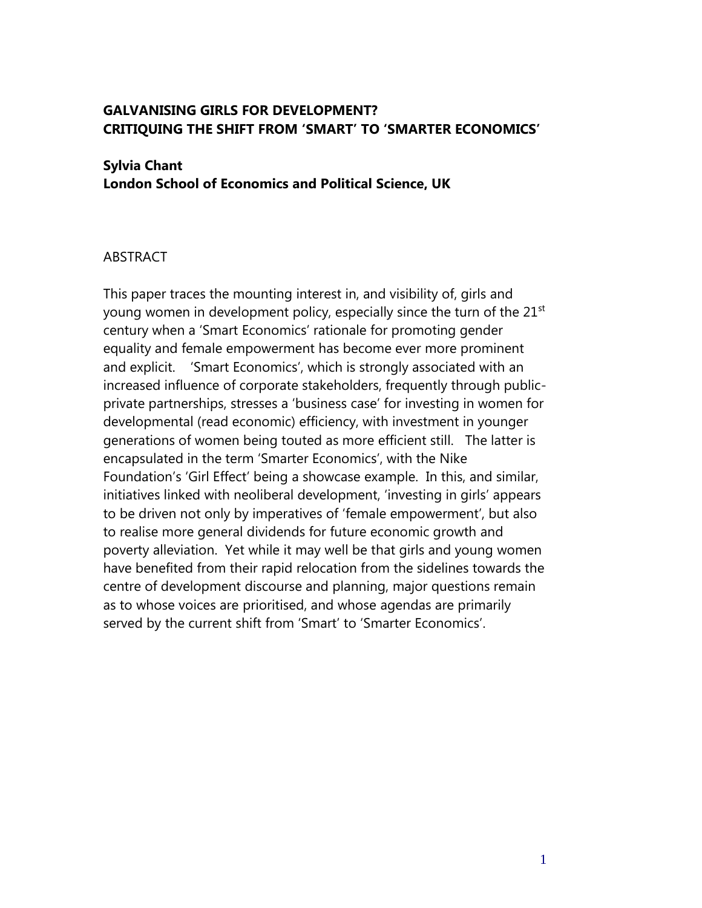**GALVANISING GIRLS FOR DEVELOPMENT?**
**CRITIQUING THE SHIFT FROM 'SMART' TO 'SMARTER ECONOMICS'**

**Sylvia Chant**
**London School of Economics and Political Science, UK**

ABSTRACT

This paper traces the mounting interest in, and visibility of, girls and young women in development policy, especially since the turn of the 21st century when a 'Smart Economics' rationale for promoting gender equality and female empowerment has become ever more prominent and explicit. 'Smart Economics', which is strongly associated with an increased influence of corporate stakeholders, frequently through public-private partnerships, stresses a 'business case' for investing in women for developmental (read economic) efficiency, with investment in younger generations of women being touted as more efficient still. The latter is encapsulated in the term 'Smarter Economics', with the Nike Foundation's 'Girl Effect' being a showcase example. In this, and similar, initiatives linked with neoliberal development, 'investing in girls' appears to be driven not only by imperatives of 'female empowerment', but also to realise more general dividends for future economic growth and poverty alleviation. Yet while it may well be that girls and young women have benefited from their rapid relocation from the sidelines towards the centre of development discourse and planning, major questions remain as to whose voices are prioritised, and whose agendas are primarily served by the current shift from 'Smart' to 'Smarter Economics'.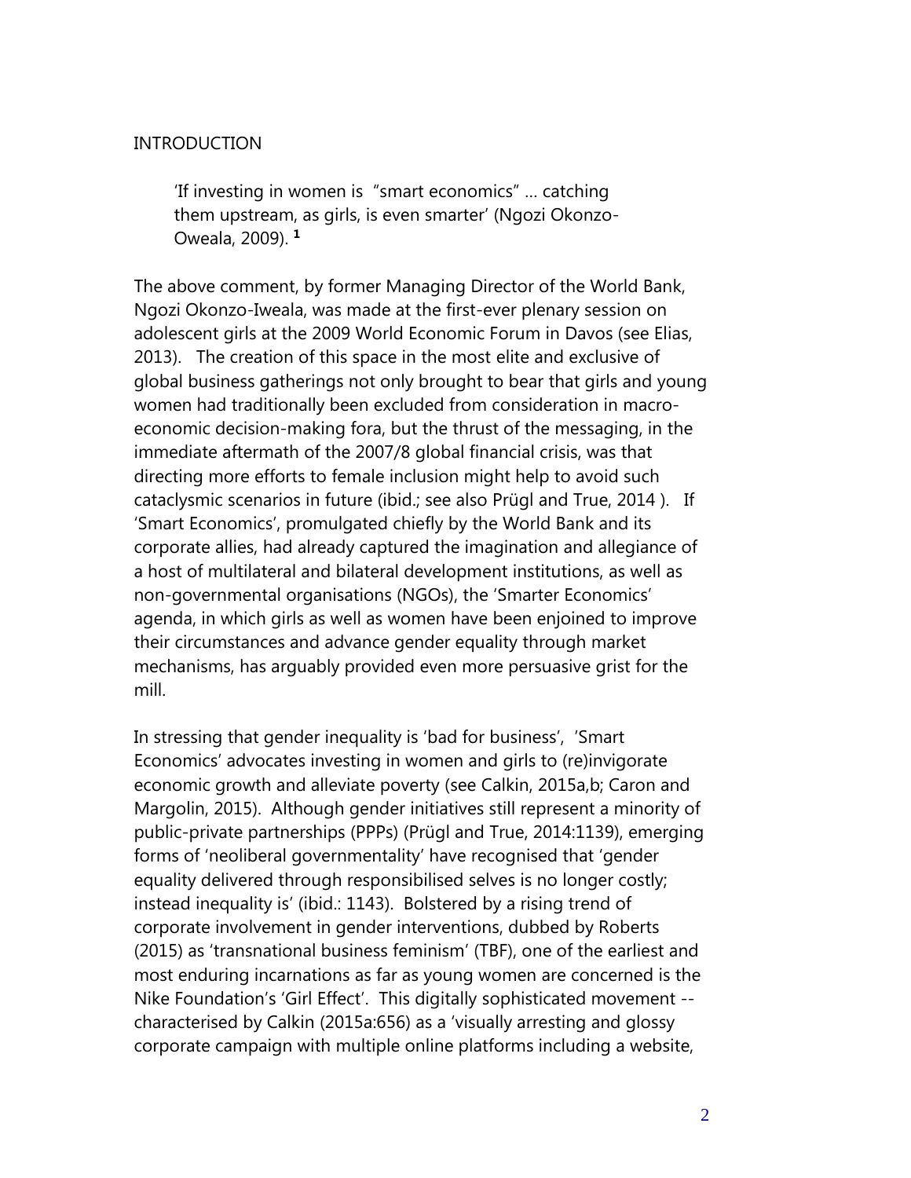## INTRODUCTION

> 'If investing in women is "smart economics" ... catching them upstream, as girls, is even smarter' (Ngozi Okonzo-Oweala, 2009). [1]

The above comment, by former Managing Director of the World Bank, Ngozi Okonzo-Iweala, was made at the first-ever plenary session on adolescent girls at the 2009 World Economic Forum in Davos (see Elias, 2013). The creation of this space in the most elite and exclusive of global business gatherings not only brought to bear that girls and young women had traditionally been excluded from consideration in macro-economic decision-making fora, but the thrust of the messaging, in the immediate aftermath of the 2007/8 global financial crisis, was that directing more efforts to female inclusion might help to avoid such cataclysmic scenarios in future (ibid.; see also Prügl and True, 2014 ). If 'Smart Economics', promulgated chiefly by the World Bank and its corporate allies, had already captured the imagination and allegiance of a host of multilateral and bilateral development institutions, as well as non-governmental organisations (NGOs), the 'Smarter Economics' agenda, in which girls as well as women have been enjoined to improve their circumstances and advance gender equality through market mechanisms, has arguably provided even more persuasive grist for the mill.

In stressing that gender inequality is 'bad for business', 'Smart Economics' advocates investing in women and girls to (re)invigorate economic growth and alleviate poverty (see Calkin, 2015a,b; Caron and Margolin, 2015). Although gender initiatives still represent a minority of public-private partnerships (PPPs) (Prügl and True, 2014:1139), emerging forms of 'neoliberal governmentality' have recognised that 'gender equality delivered through responsibilised selves is no longer costly; instead inequality is' (ibid.: 1143). Bolstered by a rising trend of corporate involvement in gender interventions, dubbed by Roberts (2015) as 'transnational business feminism' (TBF), one of the earliest and most enduring incarnations as far as young women are concerned is the Nike Foundation's 'Girl Effect'. This digitally sophisticated movement -- characterised by Calkin (2015a:656) as a 'visually arresting and glossy corporate campaign with multiple online platforms including a website,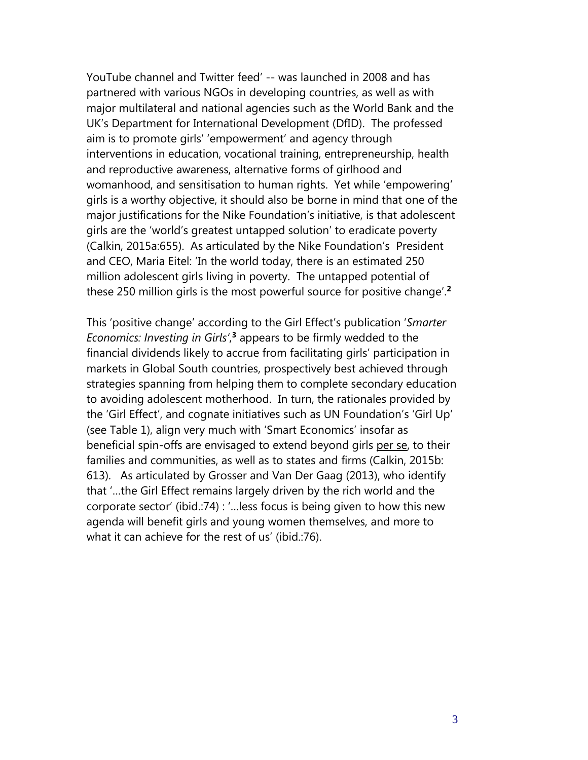YouTube channel and Twitter feed' -- was launched in 2008 and has partnered with various NGOs in developing countries, as well as with major multilateral and national agencies such as the World Bank and the UK's Department for International Development (DfID). The professed aim is to promote girls' 'empowerment' and agency through interventions in education, vocational training, entrepreneurship, health and reproductive awareness, alternative forms of girlhood and womanhood, and sensitisation to human rights. Yet while 'empowering' girls is a worthy objective, it should also be borne in mind that one of the major justifications for the Nike Foundation's initiative, is that adolescent girls are the 'world's greatest untapped solution' to eradicate poverty (Calkin, 2015a:655). As articulated by the Nike Foundation's President and CEO, Maria Eitel: 'In the world today, there is an estimated 250 million adolescent girls living in poverty. The untapped potential of these 250 million girls is the most powerful source for positive change'.[2]

This 'positive change' according to the Girl Effect's publication '*Smarter Economics: Investing in Girls*',[3] appears to be firmly wedded to the financial dividends likely to accrue from facilitating girls' participation in markets in Global South countries, prospectively best achieved through strategies spanning from helping them to complete secondary education to avoiding adolescent motherhood. In turn, the rationales provided by the 'Girl Effect', and cognate initiatives such as UN Foundation's 'Girl Up' (see Table 1), align very much with 'Smart Economics' insofar as beneficial spin-offs are envisaged to extend beyond girls per se, to their families and communities, as well as to states and firms (Calkin, 2015b: 613). As articulated by Grosser and Van Der Gaag (2013), who identify that '...the Girl Effect remains largely driven by the rich world and the corporate sector' (ibid.:74) : '...less focus is being given to how this new agenda will benefit girls and young women themselves, and more to what it can achieve for the rest of us' (ibid.:76).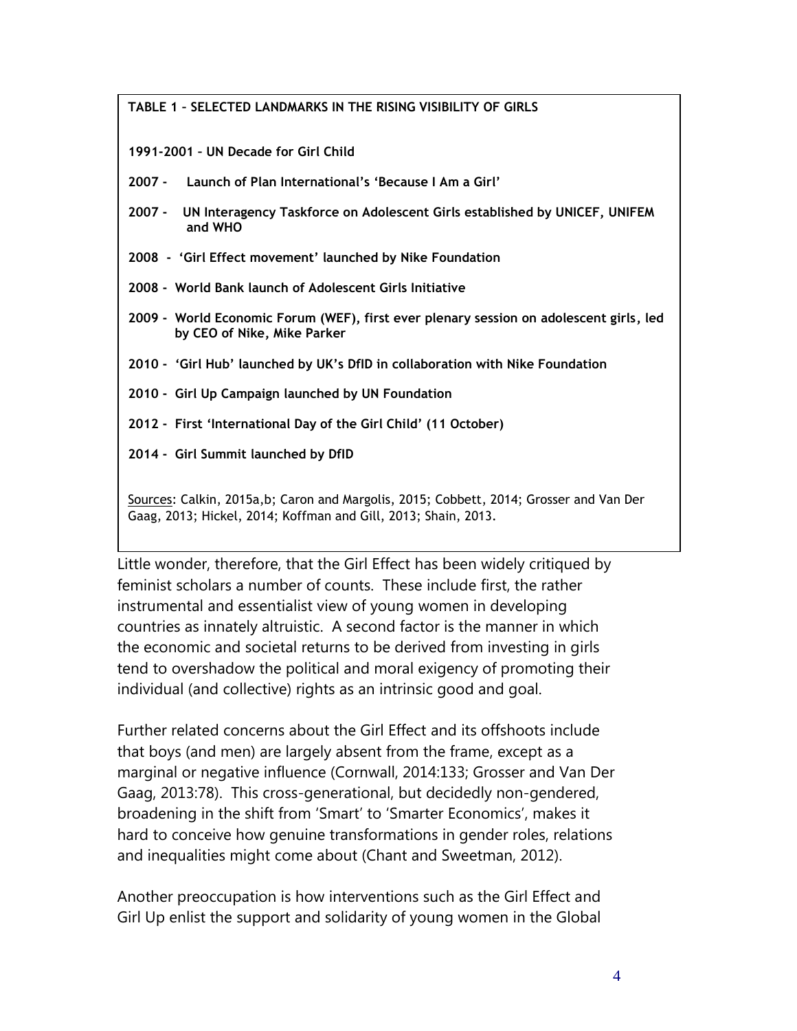**TABLE 1 – SELECTED LANDMARKS IN THE RISING VISIBILITY OF GIRLS**

**1991-2001 – UN Decade for Girl Child**

**2007 - Launch of Plan International's 'Because I Am a Girl'**

**2007 - UN Interagency Taskforce on Adolescent Girls established by UNICEF, UNIFEM and WHO**

**2008 - 'Girl Effect movement' launched by Nike Foundation**

**2008 - World Bank launch of Adolescent Girls Initiative**

**2009 - World Economic Forum (WEF), first ever plenary session on adolescent girls, led by CEO of Nike, Mike Parker**

**2010 - 'Girl Hub' launched by UK's DfID in collaboration with Nike Foundation**

**2010 - Girl Up Campaign launched by UN Foundation**

**2012 - First 'International Day of the Girl Child' (11 October)**

**2014 - Girl Summit launched by DfID**

Sources: Calkin, 2015a,b; Caron and Margolis, 2015; Cobbett, 2014; Grosser and Van Der Gaag, 2013; Hickel, 2014; Koffman and Gill, 2013; Shain, 2013.

Little wonder, therefore, that the Girl Effect has been widely critiqued by feminist scholars a number of counts. These include first, the rather instrumental and essentialist view of young women in developing countries as innately altruistic. A second factor is the manner in which the economic and societal returns to be derived from investing in girls tend to overshadow the political and moral exigency of promoting their individual (and collective) rights as an intrinsic good and goal.

Further related concerns about the Girl Effect and its offshoots include that boys (and men) are largely absent from the frame, except as a marginal or negative influence (Cornwall, 2014:133; Grosser and Van Der Gaag, 2013:78). This cross-generational, but decidedly non-gendered, broadening in the shift from 'Smart' to 'Smarter Economics', makes it hard to conceive how genuine transformations in gender roles, relations and inequalities might come about (Chant and Sweetman, 2012).

Another preoccupation is how interventions such as the Girl Effect and Girl Up enlist the support and solidarity of young women in the Global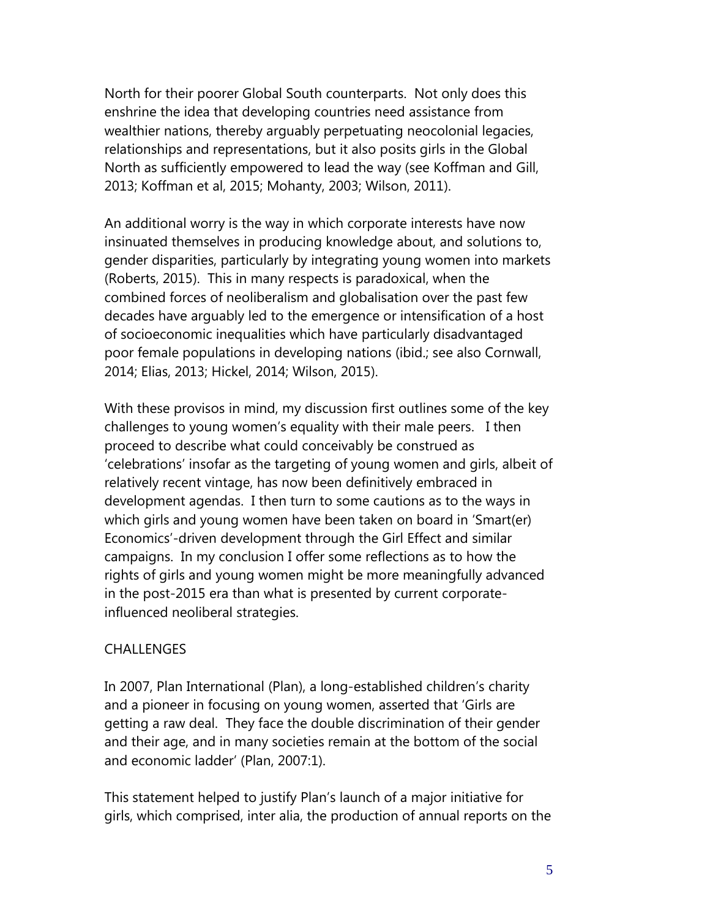North for their poorer Global South counterparts. Not only does this enshrine the idea that developing countries need assistance from wealthier nations, thereby arguably perpetuating neocolonial legacies, relationships and representations, but it also posits girls in the Global North as sufficiently empowered to lead the way (see Koffman and Gill, 2013; Koffman et al, 2015; Mohanty, 2003; Wilson, 2011).

An additional worry is the way in which corporate interests have now insinuated themselves in producing knowledge about, and solutions to, gender disparities, particularly by integrating young women into markets (Roberts, 2015). This in many respects is paradoxical, when the combined forces of neoliberalism and globalisation over the past few decades have arguably led to the emergence or intensification of a host of socioeconomic inequalities which have particularly disadvantaged poor female populations in developing nations (ibid.; see also Cornwall, 2014; Elias, 2013; Hickel, 2014; Wilson, 2015).

With these provisos in mind, my discussion first outlines some of the key challenges to young women's equality with their male peers. I then proceed to describe what could conceivably be construed as 'celebrations' insofar as the targeting of young women and girls, albeit of relatively recent vintage, has now been definitively embraced in development agendas. I then turn to some cautions as to the ways in which girls and young women have been taken on board in 'Smart(er) Economics'-driven development through the Girl Effect and similar campaigns. In my conclusion I offer some reflections as to how the rights of girls and young women might be more meaningfully advanced in the post-2015 era than what is presented by current corporate-influenced neoliberal strategies.

## CHALLENGES

In 2007, Plan International (Plan), a long-established children's charity and a pioneer in focusing on young women, asserted that 'Girls are getting a raw deal. They face the double discrimination of their gender and their age, and in many societies remain at the bottom of the social and economic ladder' (Plan, 2007:1).

This statement helped to justify Plan's launch of a major initiative for girls, which comprised, inter alia, the production of annual reports on the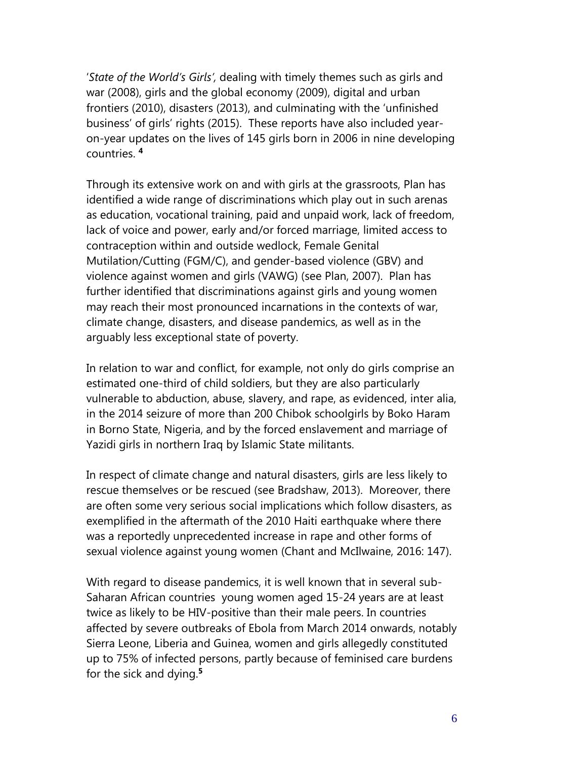'*State of the World's Girls',* dealing with timely themes such as girls and war (2008), girls and the global economy (2009), digital and urban frontiers (2010), disasters (2013), and culminating with the 'unfinished business' of girls' rights (2015). These reports have also included year-on-year updates on the lives of 145 girls born in 2006 in nine developing countries. [4]

Through its extensive work on and with girls at the grassroots, Plan has identified a wide range of discriminations which play out in such arenas as education, vocational training, paid and unpaid work, lack of freedom, lack of voice and power, early and/or forced marriage, limited access to contraception within and outside wedlock, Female Genital Mutilation/Cutting (FGM/C), and gender-based violence (GBV) and violence against women and girls (VAWG) (see Plan, 2007). Plan has further identified that discriminations against girls and young women may reach their most pronounced incarnations in the contexts of war, climate change, disasters, and disease pandemics, as well as in the arguably less exceptional state of poverty.

In relation to war and conflict, for example, not only do girls comprise an estimated one-third of child soldiers, but they are also particularly vulnerable to abduction, abuse, slavery, and rape, as evidenced, inter alia, in the 2014 seizure of more than 200 Chibok schoolgirls by Boko Haram in Borno State, Nigeria, and by the forced enslavement and marriage of Yazidi girls in northern Iraq by Islamic State militants.

In respect of climate change and natural disasters, girls are less likely to rescue themselves or be rescued (see Bradshaw, 2013). Moreover, there are often some very serious social implications which follow disasters, as exemplified in the aftermath of the 2010 Haiti earthquake where there was a reportedly unprecedented increase in rape and other forms of sexual violence against young women (Chant and McIlwaine, 2016: 147).

With regard to disease pandemics, it is well known that in several sub-Saharan African countries young women aged 15-24 years are at least twice as likely to be HIV-positive than their male peers. In countries affected by severe outbreaks of Ebola from March 2014 onwards, notably Sierra Leone, Liberia and Guinea, women and girls allegedly constituted up to 75% of infected persons, partly because of feminised care burdens for the sick and dying.[5]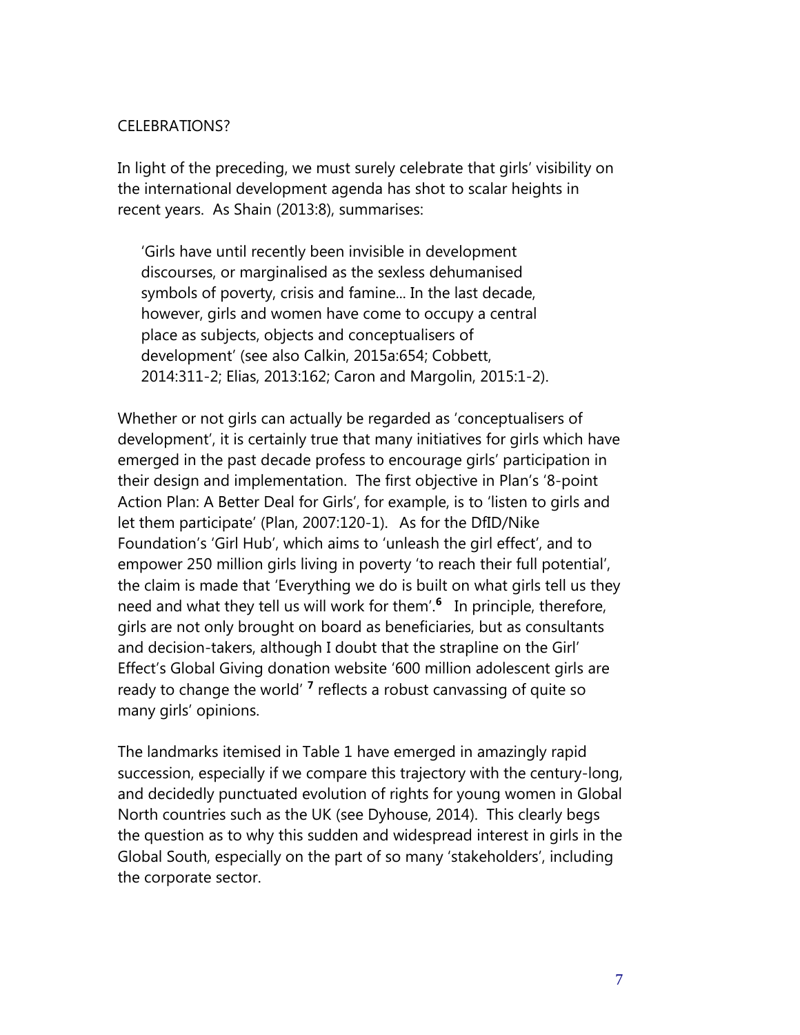CELEBRATIONS?

In light of the preceding, we must surely celebrate that girls' visibility on the international development agenda has shot to scalar heights in recent years. As Shain (2013:8), summarises:

> 'Girls have until recently been invisible in development discourses, or marginalised as the sexless dehumanised symbols of poverty, crisis and famine... In the last decade, however, girls and women have come to occupy a central place as subjects, objects and conceptualisers of development' (see also Calkin, 2015a:654; Cobbett, 2014:311-2; Elias, 2013:162; Caron and Margolin, 2015:1-2).

Whether or not girls can actually be regarded as 'conceptualisers of development', it is certainly true that many initiatives for girls which have emerged in the past decade profess to encourage girls' participation in their design and implementation. The first objective in Plan's '8-point Action Plan: A Better Deal for Girls', for example, is to 'listen to girls and let them participate' (Plan, 2007:120-1). As for the DfID/Nike Foundation's 'Girl Hub', which aims to 'unleash the girl effect', and to empower 250 million girls living in poverty 'to reach their full potential', the claim is made that 'Everything we do is built on what girls tell us they need and what they tell us will work for them'.[6] In principle, therefore, girls are not only brought on board as beneficiaries, but as consultants and decision-takers, although I doubt that the strapline on the Girl' Effect's Global Giving donation website '600 million adolescent girls are ready to change the world' [7] reflects a robust canvassing of quite so many girls' opinions.

The landmarks itemised in Table 1 have emerged in amazingly rapid succession, especially if we compare this trajectory with the century-long, and decidedly punctuated evolution of rights for young women in Global North countries such as the UK (see Dyhouse, 2014). This clearly begs the question as to why this sudden and widespread interest in girls in the Global South, especially on the part of so many 'stakeholders', including the corporate sector.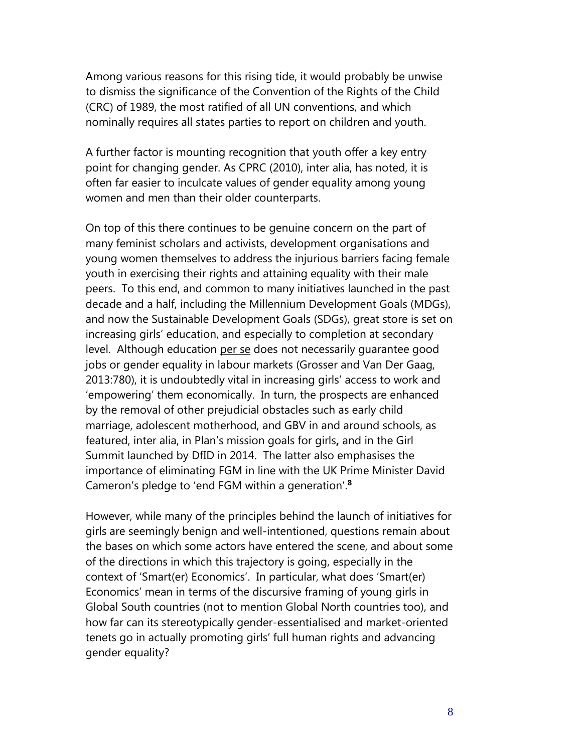Among various reasons for this rising tide, it would probably be unwise to dismiss the significance of the Convention of the Rights of the Child (CRC) of 1989, the most ratified of all UN conventions, and which nominally requires all states parties to report on children and youth.

A further factor is mounting recognition that youth offer a key entry point for changing gender. As CPRC (2010), inter alia, has noted, it is often far easier to inculcate values of gender equality among young women and men than their older counterparts.

On top of this there continues to be genuine concern on the part of many feminist scholars and activists, development organisations and young women themselves to address the injurious barriers facing female youth in exercising their rights and attaining equality with their male peers. To this end, and common to many initiatives launched in the past decade and a half, including the Millennium Development Goals (MDGs), and now the Sustainable Development Goals (SDGs), great store is set on increasing girls' education, and especially to completion at secondary level. Although education per se does not necessarily guarantee good jobs or gender equality in labour markets (Grosser and Van Der Gaag, 2013:780), it is undoubtedly vital in increasing girls' access to work and 'empowering' them economically. In turn, the prospects are enhanced by the removal of other prejudicial obstacles such as early child marriage, adolescent motherhood, and GBV in and around schools, as featured, inter alia, in Plan's mission goals for girls**,** and in the Girl Summit launched by DfID in 2014. The latter also emphasises the importance of eliminating FGM in line with the UK Prime Minister David Cameron's pledge to 'end FGM within a generation'.[8]

However, while many of the principles behind the launch of initiatives for girls are seemingly benign and well-intentioned, questions remain about the bases on which some actors have entered the scene, and about some of the directions in which this trajectory is going, especially in the context of 'Smart(er) Economics'. In particular, what does 'Smart(er) Economics' mean in terms of the discursive framing of young girls in Global South countries (not to mention Global North countries too), and how far can its stereotypically gender-essentialised and market-oriented tenets go in actually promoting girls' full human rights and advancing gender equality?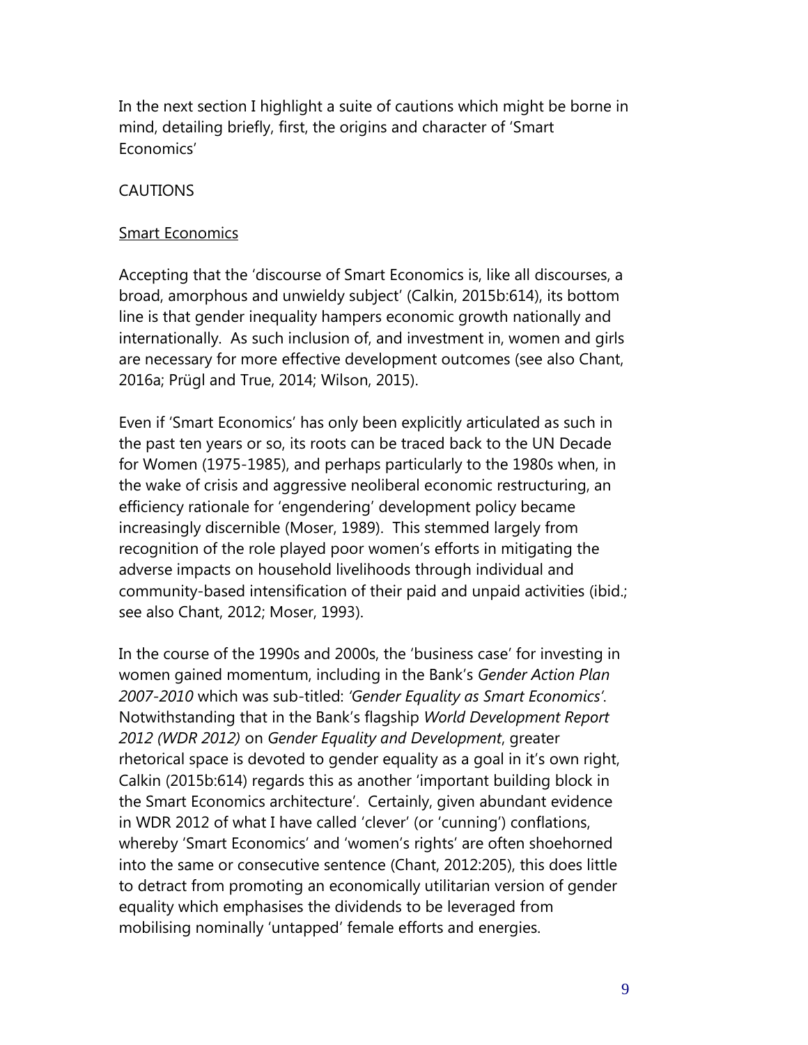In the next section I highlight a suite of cautions which might be borne in mind, detailing briefly, first, the origins and character of 'Smart Economics'

## CAUTIONS

### Smart Economics

Accepting that the 'discourse of Smart Economics is, like all discourses, a broad, amorphous and unwieldy subject' (Calkin, 2015b:614), its bottom line is that gender inequality hampers economic growth nationally and internationally. As such inclusion of, and investment in, women and girls are necessary for more effective development outcomes (see also Chant, 2016a; Prügl and True, 2014; Wilson, 2015).

Even if 'Smart Economics' has only been explicitly articulated as such in the past ten years or so, its roots can be traced back to the UN Decade for Women (1975-1985), and perhaps particularly to the 1980s when, in the wake of crisis and aggressive neoliberal economic restructuring, an efficiency rationale for 'engendering' development policy became increasingly discernible (Moser, 1989). This stemmed largely from recognition of the role played poor women's efforts in mitigating the adverse impacts on household livelihoods through individual and community-based intensification of their paid and unpaid activities (ibid.; see also Chant, 2012; Moser, 1993).

In the course of the 1990s and 2000s, the 'business case' for investing in women gained momentum, including in the Bank's *Gender Action Plan 2007-2010* which was sub-titled: *'Gender Equality as Smart Economics'*. Notwithstanding that in the Bank's flagship *World Development Report 2012 (WDR 2012)* on *Gender Equality and Development*, greater rhetorical space is devoted to gender equality as a goal in it's own right, Calkin (2015b:614) regards this as another 'important building block in the Smart Economics architecture'. Certainly, given abundant evidence in WDR 2012 of what I have called 'clever' (or 'cunning') conflations, whereby 'Smart Economics' and 'women's rights' are often shoehorned into the same or consecutive sentence (Chant, 2012:205), this does little to detract from promoting an economically utilitarian version of gender equality which emphasises the dividends to be leveraged from mobilising nominally 'untapped' female efforts and energies.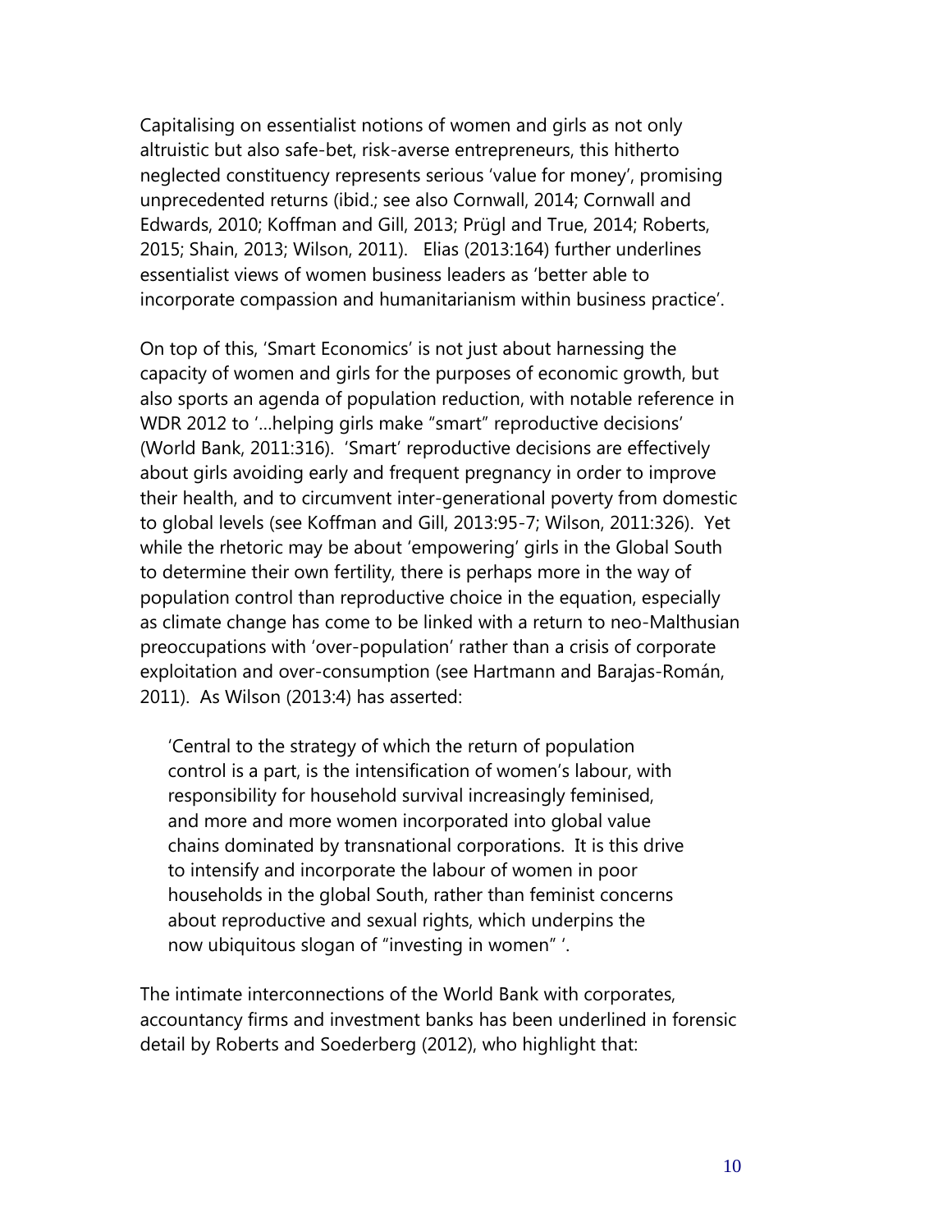Capitalising on essentialist notions of women and girls as not only altruistic but also safe-bet, risk-averse entrepreneurs, this hitherto neglected constituency represents serious 'value for money', promising unprecedented returns (ibid.; see also Cornwall, 2014; Cornwall and Edwards, 2010; Koffman and Gill, 2013; Prügl and True, 2014; Roberts, 2015; Shain, 2013; Wilson, 2011). Elias (2013:164) further underlines essentialist views of women business leaders as 'better able to incorporate compassion and humanitarianism within business practice'.

On top of this, 'Smart Economics' is not just about harnessing the capacity of women and girls for the purposes of economic growth, but also sports an agenda of population reduction, with notable reference in WDR 2012 to '…helping girls make "smart" reproductive decisions' (World Bank, 2011:316). 'Smart' reproductive decisions are effectively about girls avoiding early and frequent pregnancy in order to improve their health, and to circumvent inter-generational poverty from domestic to global levels (see Koffman and Gill, 2013:95-7; Wilson, 2011:326). Yet while the rhetoric may be about 'empowering' girls in the Global South to determine their own fertility, there is perhaps more in the way of population control than reproductive choice in the equation, especially as climate change has come to be linked with a return to neo-Malthusian preoccupations with 'over-population' rather than a crisis of corporate exploitation and over-consumption (see Hartmann and Barajas-Román, 2011). As Wilson (2013:4) has asserted:

> 'Central to the strategy of which the return of population control is a part, is the intensification of women's labour, with responsibility for household survival increasingly feminised, and more and more women incorporated into global value chains dominated by transnational corporations. It is this drive to intensify and incorporate the labour of women in poor households in the global South, rather than feminist concerns about reproductive and sexual rights, which underpins the now ubiquitous slogan of "investing in women" '.

The intimate interconnections of the World Bank with corporates, accountancy firms and investment banks has been underlined in forensic detail by Roberts and Soederberg (2012), who highlight that: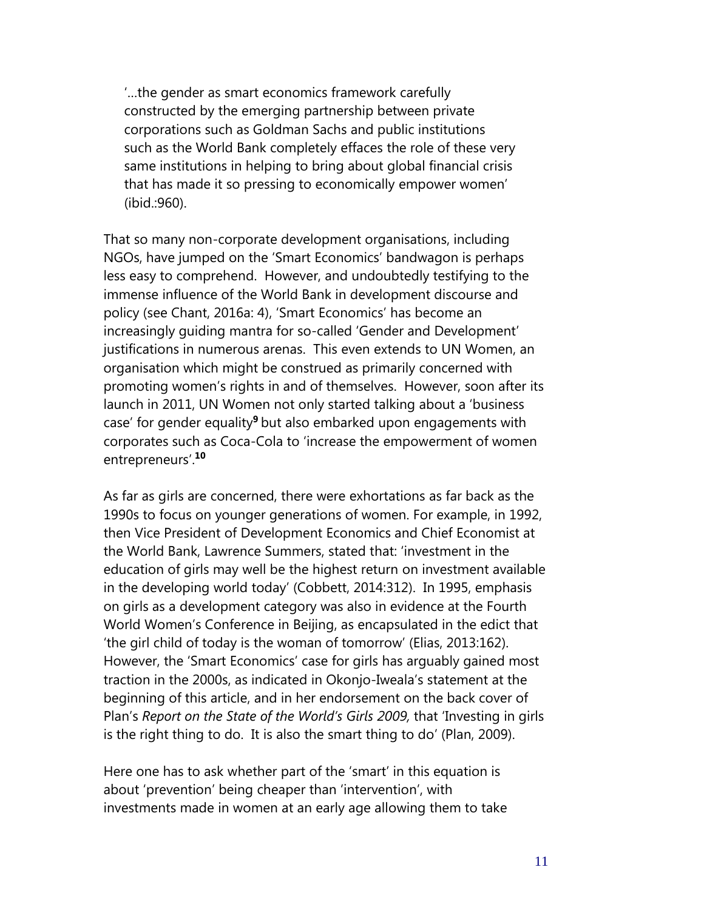> '…the gender as smart economics framework carefully constructed by the emerging partnership between private corporations such as Goldman Sachs and public institutions such as the World Bank completely effaces the role of these very same institutions in helping to bring about global financial crisis that has made it so pressing to economically empower women' (ibid.:960).

That so many non-corporate development organisations, including NGOs, have jumped on the 'Smart Economics' bandwagon is perhaps less easy to comprehend. However, and undoubtedly testifying to the immense influence of the World Bank in development discourse and policy (see Chant, 2016a: 4), 'Smart Economics' has become an increasingly guiding mantra for so-called 'Gender and Development' justifications in numerous arenas. This even extends to UN Women, an organisation which might be construed as primarily concerned with promoting women's rights in and of themselves. However, soon after its launch in 2011, UN Women not only started talking about a 'business case' for gender equality[9] but also embarked upon engagements with corporates such as Coca-Cola to 'increase the empowerment of women entrepreneurs'.[10]

As far as girls are concerned, there were exhortations as far back as the 1990s to focus on younger generations of women. For example, in 1992, then Vice President of Development Economics and Chief Economist at the World Bank, Lawrence Summers, stated that: 'investment in the education of girls may well be the highest return on investment available in the developing world today' (Cobbett, 2014:312). In 1995, emphasis on girls as a development category was also in evidence at the Fourth World Women's Conference in Beijing, as encapsulated in the edict that 'the girl child of today is the woman of tomorrow' (Elias, 2013:162). However, the 'Smart Economics' case for girls has arguably gained most traction in the 2000s, as indicated in Okonjo-Iweala's statement at the beginning of this article, and in her endorsement on the back cover of Plan's *Report on the State of the World's Girls 2009,* that 'Investing in girls is the right thing to do. It is also the smart thing to do' (Plan, 2009).

Here one has to ask whether part of the 'smart' in this equation is about 'prevention' being cheaper than 'intervention', with investments made in women at an early age allowing them to take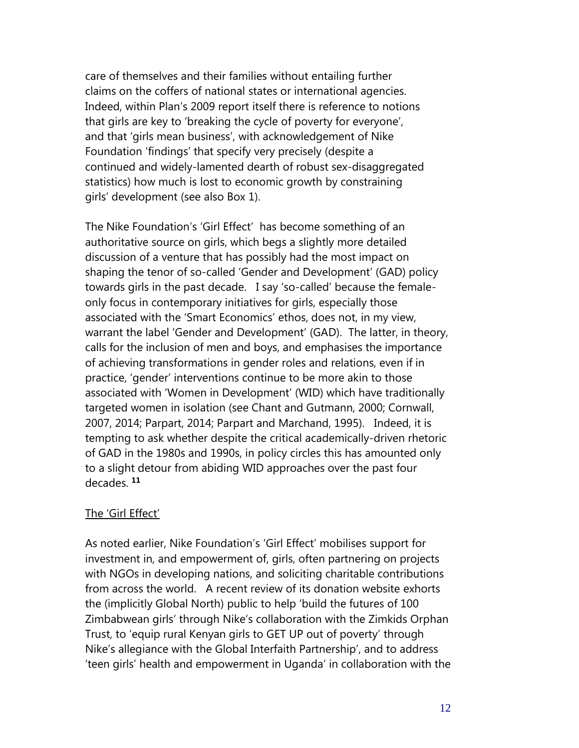care of themselves and their families without entailing further claims on the coffers of national states or international agencies. Indeed, within Plan's 2009 report itself there is reference to notions that girls are key to 'breaking the cycle of poverty for everyone', and that 'girls mean business', with acknowledgement of Nike Foundation 'findings' that specify very precisely (despite a continued and widely-lamented dearth of robust sex-disaggregated statistics) how much is lost to economic growth by constraining girls' development (see also Box 1).

The Nike Foundation's 'Girl Effect' has become something of an authoritative source on girls, which begs a slightly more detailed discussion of a venture that has possibly had the most impact on shaping the tenor of so-called 'Gender and Development' (GAD) policy towards girls in the past decade. I say 'so-called' because the female-only focus in contemporary initiatives for girls, especially those associated with the 'Smart Economics' ethos, does not, in my view, warrant the label 'Gender and Development' (GAD). The latter, in theory, calls for the inclusion of men and boys, and emphasises the importance of achieving transformations in gender roles and relations, even if in practice, 'gender' interventions continue to be more akin to those associated with 'Women in Development' (WID) which have traditionally targeted women in isolation (see Chant and Gutmann, 2000; Cornwall, 2007, 2014; Parpart, 2014; Parpart and Marchand, 1995). Indeed, it is tempting to ask whether despite the critical academically-driven rhetoric of GAD in the 1980s and 1990s, in policy circles this has amounted only to a slight detour from abiding WID approaches over the past four decades. [11]

## The 'Girl Effect'

As noted earlier, Nike Foundation's 'Girl Effect' mobilises support for investment in, and empowerment of, girls, often partnering on projects with NGOs in developing nations, and soliciting charitable contributions from across the world. A recent review of its donation website exhorts the (implicitly Global North) public to help 'build the futures of 100 Zimbabwean girls' through Nike's collaboration with the Zimkids Orphan Trust, to 'equip rural Kenyan girls to GET UP out of poverty' through Nike's allegiance with the Global Interfaith Partnership', and to address 'teen girls' health and empowerment in Uganda' in collaboration with the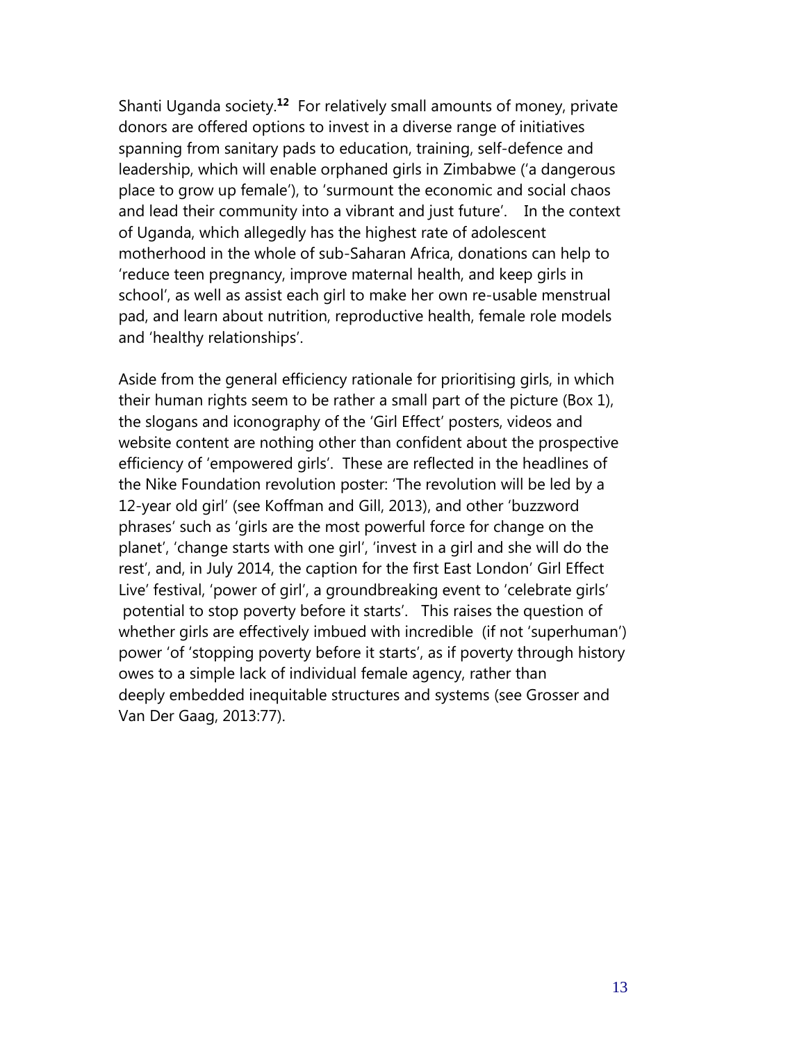Shanti Uganda society.[12] For relatively small amounts of money, private donors are offered options to invest in a diverse range of initiatives spanning from sanitary pads to education, training, self-defence and leadership, which will enable orphaned girls in Zimbabwe ('a dangerous place to grow up female'), to 'surmount the economic and social chaos and lead their community into a vibrant and just future'. In the context of Uganda, which allegedly has the highest rate of adolescent motherhood in the whole of sub-Saharan Africa, donations can help to 'reduce teen pregnancy, improve maternal health, and keep girls in school', as well as assist each girl to make her own re-usable menstrual pad, and learn about nutrition, reproductive health, female role models and 'healthy relationships'.

Aside from the general efficiency rationale for prioritising girls, in which their human rights seem to be rather a small part of the picture (Box 1), the slogans and iconography of the 'Girl Effect' posters, videos and website content are nothing other than confident about the prospective efficiency of 'empowered girls'. These are reflected in the headlines of the Nike Foundation revolution poster: 'The revolution will be led by a 12-year old girl' (see Koffman and Gill, 2013), and other 'buzzword phrases' such as 'girls are the most powerful force for change on the planet', 'change starts with one girl', 'invest in a girl and she will do the rest', and, in July 2014, the caption for the first East London' Girl Effect Live' festival, 'power of girl', a groundbreaking event to 'celebrate girls' potential to stop poverty before it starts'. This raises the question of whether girls are effectively imbued with incredible (if not 'superhuman') power 'of 'stopping poverty before it starts', as if poverty through history owes to a simple lack of individual female agency, rather than deeply embedded inequitable structures and systems (see Grosser and Van Der Gaag, 2013:77).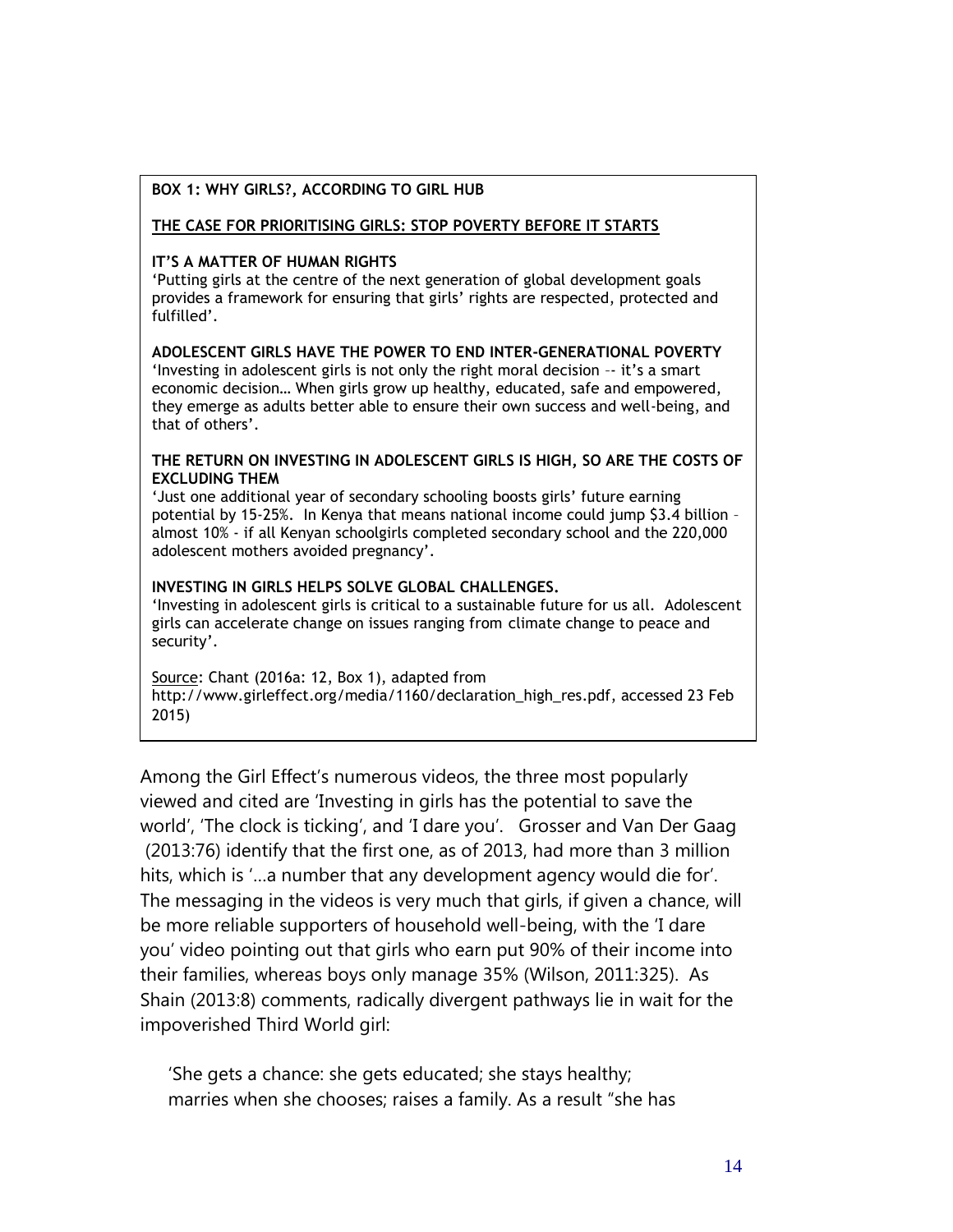**BOX 1: WHY GIRLS?, ACCORDING TO GIRL HUB**

**THE CASE FOR PRIORITISING GIRLS: STOP POVERTY BEFORE IT STARTS**

**IT'S A MATTER OF HUMAN RIGHTS**
'Putting girls at the centre of the next generation of global development goals provides a framework for ensuring that girls' rights are respected, protected and fulfilled'.

**ADOLESCENT GIRLS HAVE THE POWER TO END INTER-GENERATIONAL POVERTY**
'Investing in adolescent girls is not only the right moral decision -- it's a smart economic decision… When girls grow up healthy, educated, safe and empowered, they emerge as adults better able to ensure their own success and well-being, and that of others'.

**THE RETURN ON INVESTING IN ADOLESCENT GIRLS IS HIGH, SO ARE THE COSTS OF EXCLUDING THEM**
'Just one additional year of secondary schooling boosts girls' future earning potential by 15-25%. In Kenya that means national income could jump $3.4 billion – almost 10% - if all Kenyan schoolgirls completed secondary school and the 220,000 adolescent mothers avoided pregnancy'.

**INVESTING IN GIRLS HELPS SOLVE GLOBAL CHALLENGES.**
'Investing in adolescent girls is critical to a sustainable future for us all. Adolescent girls can accelerate change on issues ranging from climate change to peace and security'.

Source: Chant (2016a: 12, Box 1), adapted from http://www.girleffect.org/media/1160/declaration_high_res.pdf, accessed 23 Feb 2015)

Among the Girl Effect's numerous videos, the three most popularly viewed and cited are 'Investing in girls has the potential to save the world', 'The clock is ticking', and 'I dare you'. Grosser and Van Der Gaag (2013:76) identify that the first one, as of 2013, had more than 3 million hits, which is '…a number that any development agency would die for'. The messaging in the videos is very much that girls, if given a chance, will be more reliable supporters of household well-being, with the 'I dare you' video pointing out that girls who earn put 90% of their income into their families, whereas boys only manage 35% (Wilson, 2011:325). As Shain (2013:8) comments, radically divergent pathways lie in wait for the impoverished Third World girl:

> 'She gets a chance: she gets educated; she stays healthy; marries when she chooses; raises a family. As a result "she has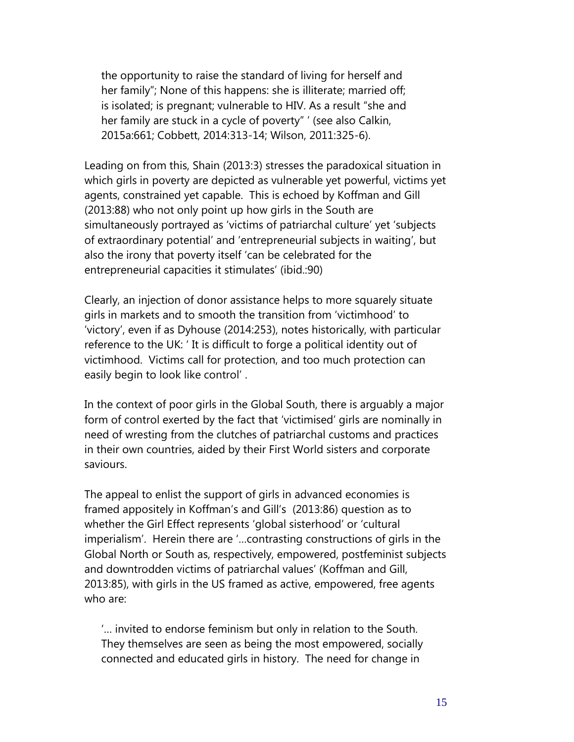the opportunity to raise the standard of living for herself and her family"; None of this happens: she is illiterate; married off; is isolated; is pregnant; vulnerable to HIV. As a result "she and her family are stuck in a cycle of poverty" ' (see also Calkin, 2015a:661; Cobbett, 2014:313-14; Wilson, 2011:325-6).

Leading on from this, Shain (2013:3) stresses the paradoxical situation in which girls in poverty are depicted as vulnerable yet powerful, victims yet agents, constrained yet capable. This is echoed by Koffman and Gill (2013:88) who not only point up how girls in the South are simultaneously portrayed as 'victims of patriarchal culture' yet 'subjects of extraordinary potential' and 'entrepreneurial subjects in waiting', but also the irony that poverty itself 'can be celebrated for the entrepreneurial capacities it stimulates' (ibid.:90)

Clearly, an injection of donor assistance helps to more squarely situate girls in markets and to smooth the transition from 'victimhood' to 'victory', even if as Dyhouse (2014:253), notes historically, with particular reference to the UK: ' It is difficult to forge a political identity out of victimhood. Victims call for protection, and too much protection can easily begin to look like control' .

In the context of poor girls in the Global South, there is arguably a major form of control exerted by the fact that 'victimised' girls are nominally in need of wresting from the clutches of patriarchal customs and practices in their own countries, aided by their First World sisters and corporate saviours.

The appeal to enlist the support of girls in advanced economies is framed appositely in Koffman's and Gill's (2013:86) question as to whether the Girl Effect represents 'global sisterhood' or 'cultural imperialism'. Herein there are '...contrasting constructions of girls in the Global North or South as, respectively, empowered, postfeminist subjects and downtrodden victims of patriarchal values' (Koffman and Gill, 2013:85), with girls in the US framed as active, empowered, free agents who are:

> '… invited to endorse feminism but only in relation to the South. They themselves are seen as being the most empowered, socially connected and educated girls in history. The need for change in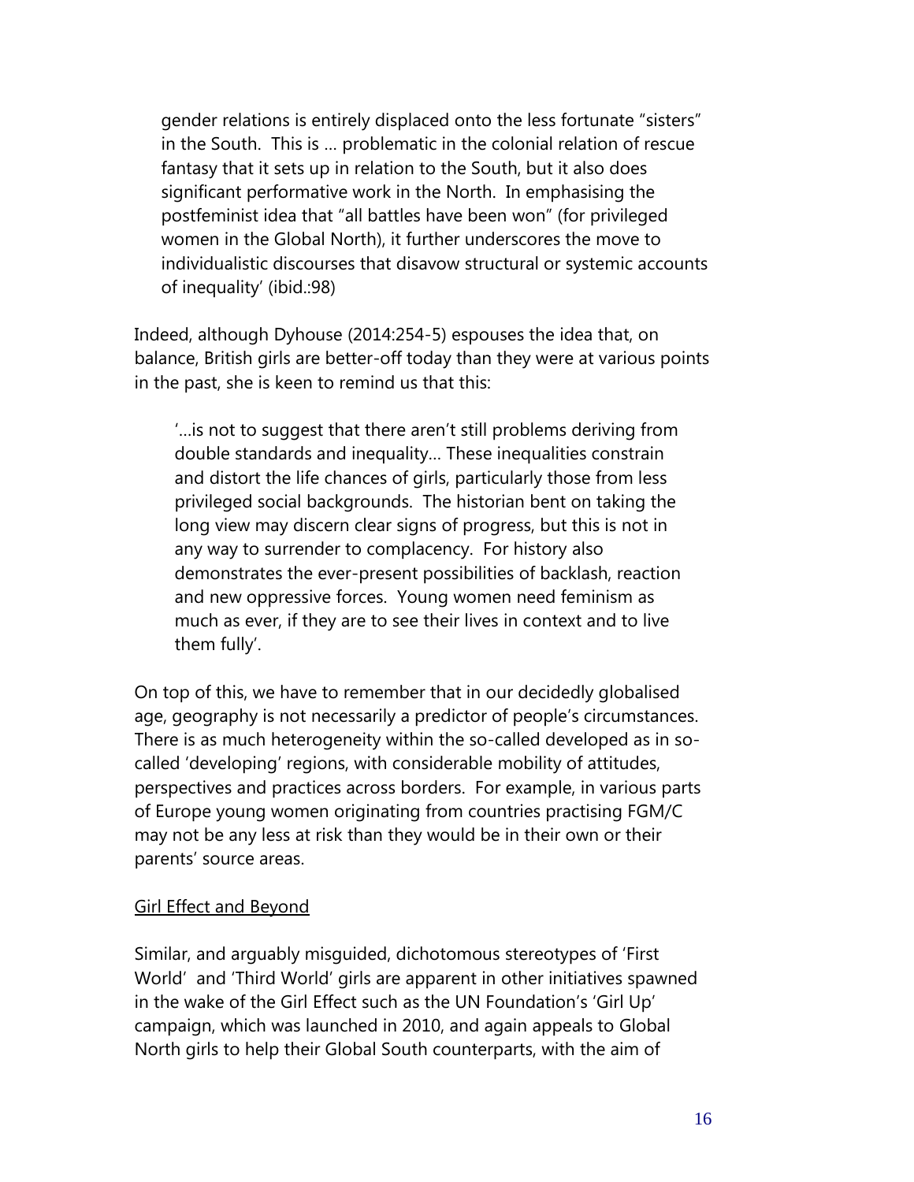> gender relations is entirely displaced onto the less fortunate "sisters" in the South. This is … problematic in the colonial relation of rescue fantasy that it sets up in relation to the South, but it also does significant performative work in the North. In emphasising the postfeminist idea that "all battles have been won" (for privileged women in the Global North), it further underscores the move to individualistic discourses that disavow structural or systemic accounts of inequality' (ibid.:98)

Indeed, although Dyhouse (2014:254-5) espouses the idea that, on balance, British girls are better-off today than they were at various points in the past, she is keen to remind us that this:

> '…is not to suggest that there aren't still problems deriving from double standards and inequality… These inequalities constrain and distort the life chances of girls, particularly those from less privileged social backgrounds. The historian bent on taking the long view may discern clear signs of progress, but this is not in any way to surrender to complacency. For history also demonstrates the ever-present possibilities of backlash, reaction and new oppressive forces. Young women need feminism as much as ever, if they are to see their lives in context and to live them fully'.

On top of this, we have to remember that in our decidedly globalised age, geography is not necessarily a predictor of people's circumstances. There is as much heterogeneity within the so-called developed as in so-called 'developing' regions, with considerable mobility of attitudes, perspectives and practices across borders. For example, in various parts of Europe young women originating from countries practising FGM/C may not be any less at risk than they would be in their own or their parents' source areas.

<u>Girl Effect and Beyond</u>

Similar, and arguably misguided, dichotomous stereotypes of 'First World' and 'Third World' girls are apparent in other initiatives spawned in the wake of the Girl Effect such as the UN Foundation's 'Girl Up' campaign, which was launched in 2010, and again appeals to Global North girls to help their Global South counterparts, with the aim of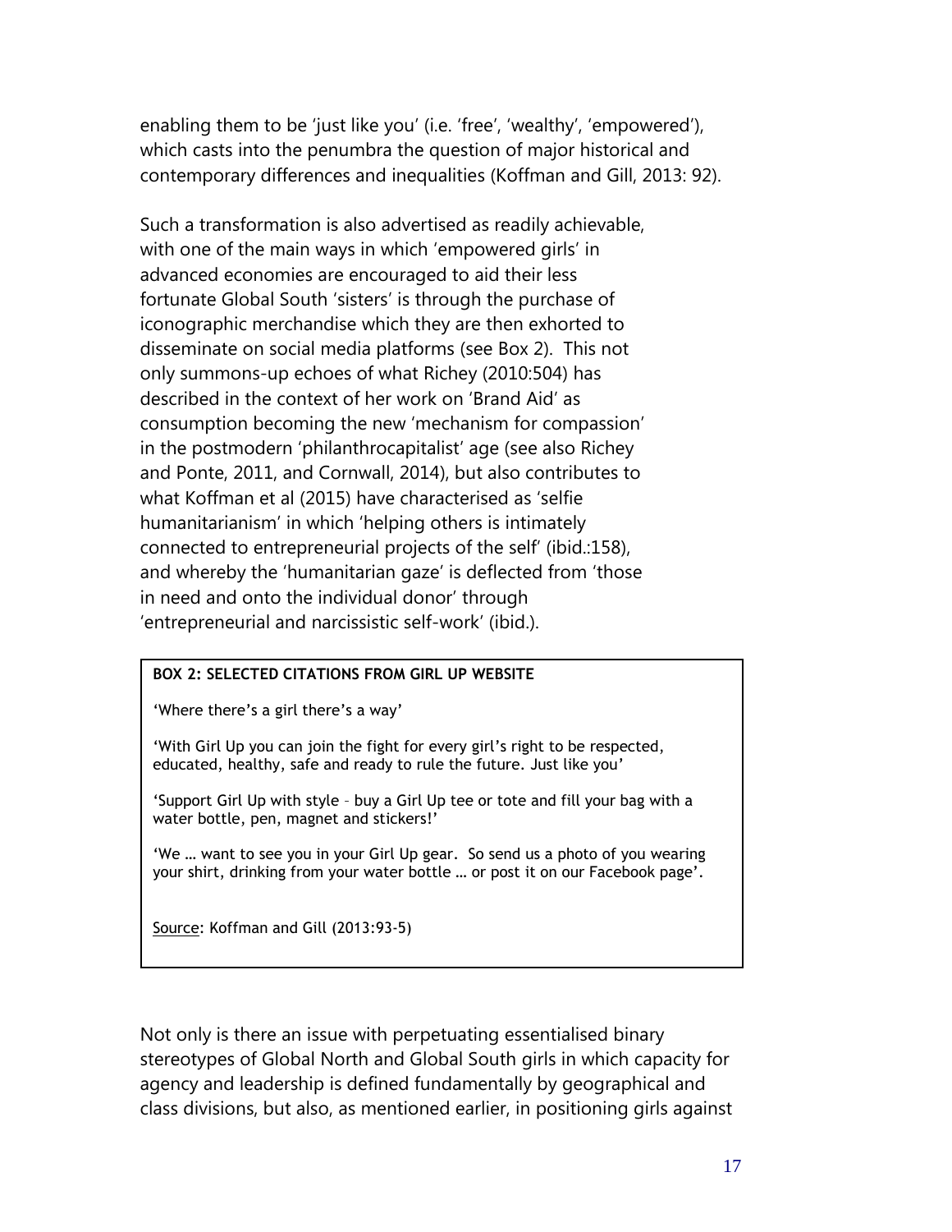enabling them to be 'just like you' (i.e. 'free', 'wealthy', 'empowered'), which casts into the penumbra the question of major historical and contemporary differences and inequalities (Koffman and Gill, 2013: 92).

Such a transformation is also advertised as readily achievable, with one of the main ways in which 'empowered girls' in advanced economies are encouraged to aid their less fortunate Global South 'sisters' is through the purchase of iconographic merchandise which they are then exhorted to disseminate on social media platforms (see Box 2). This not only summons-up echoes of what Richey (2010:504) has described in the context of her work on 'Brand Aid' as consumption becoming the new 'mechanism for compassion' in the postmodern 'philanthrocapitalist' age (see also Richey and Ponte, 2011, and Cornwall, 2014), but also contributes to what Koffman et al (2015) have characterised as 'selfie humanitarianism' in which 'helping others is intimately connected to entrepreneurial projects of the self' (ibid.:158), and whereby the 'humanitarian gaze' is deflected from 'those in need and onto the individual donor' through 'entrepreneurial and narcissistic self-work' (ibid.).

**BOX 2: SELECTED CITATIONS FROM GIRL UP WEBSITE**

'Where there's a girl there's a way'

'With Girl Up you can join the fight for every girl's right to be respected, educated, healthy, safe and ready to rule the future. Just like you'

'Support Girl Up with style – buy a Girl Up tee or tote and fill your bag with a water bottle, pen, magnet and stickers!'

'We … want to see you in your Girl Up gear. So send us a photo of you wearing your shirt, drinking from your water bottle … or post it on our Facebook page'.

Source: Koffman and Gill (2013:93-5)

Not only is there an issue with perpetuating essentialised binary stereotypes of Global North and Global South girls in which capacity for agency and leadership is defined fundamentally by geographical and class divisions, but also, as mentioned earlier, in positioning girls against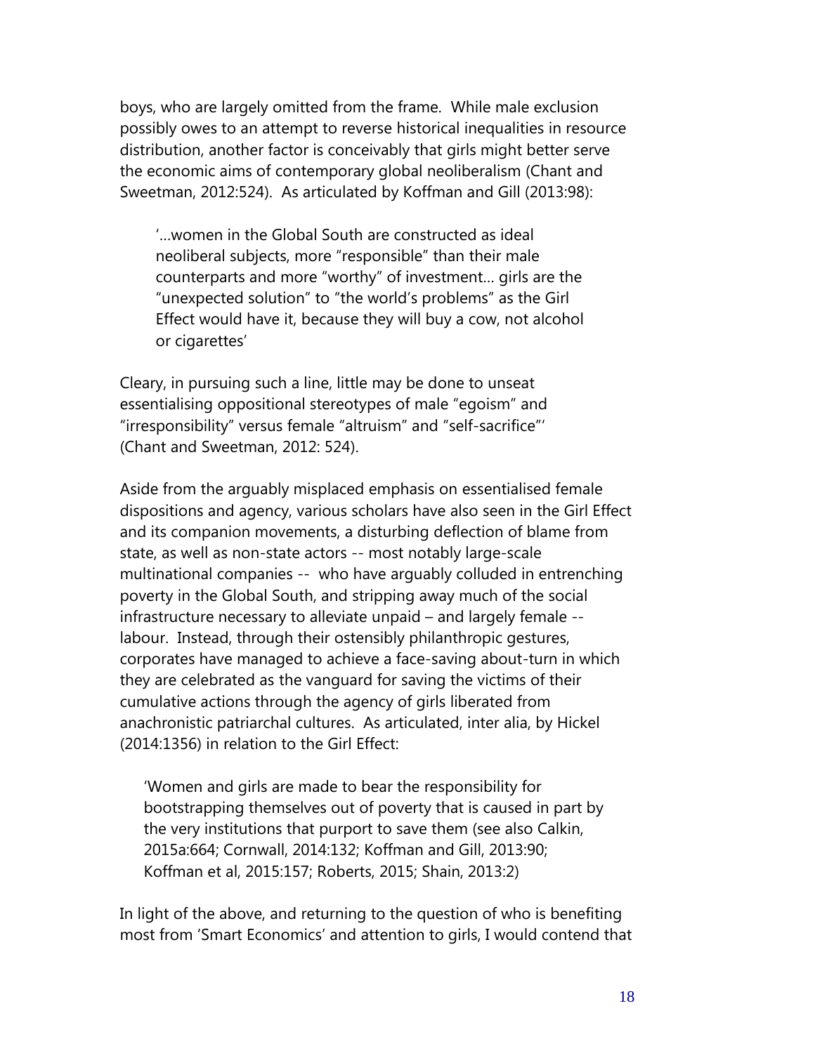boys, who are largely omitted from the frame. While male exclusion possibly owes to an attempt to reverse historical inequalities in resource distribution, another factor is conceivably that girls might better serve the economic aims of contemporary global neoliberalism (Chant and Sweetman, 2012:524). As articulated by Koffman and Gill (2013:98):

> '…women in the Global South are constructed as ideal neoliberal subjects, more "responsible" than their male counterparts and more "worthy" of investment… girls are the "unexpected solution" to "the world's problems" as the Girl Effect would have it, because they will buy a cow, not alcohol or cigarettes'

Cleary, in pursuing such a line, little may be done to unseat essentialising oppositional stereotypes of male "egoism" and "irresponsibility" versus female "altruism" and "self-sacrifice"' (Chant and Sweetman, 2012: 524).

Aside from the arguably misplaced emphasis on essentialised female dispositions and agency, various scholars have also seen in the Girl Effect and its companion movements, a disturbing deflection of blame from state, as well as non-state actors -- most notably large-scale multinational companies -- who have arguably colluded in entrenching poverty in the Global South, and stripping away much of the social infrastructure necessary to alleviate unpaid – and largely female -- labour. Instead, through their ostensibly philanthropic gestures, corporates have managed to achieve a face-saving about-turn in which they are celebrated as the vanguard for saving the victims of their cumulative actions through the agency of girls liberated from anachronistic patriarchal cultures. As articulated, inter alia, by Hickel (2014:1356) in relation to the Girl Effect:

> 'Women and girls are made to bear the responsibility for bootstrapping themselves out of poverty that is caused in part by the very institutions that purport to save them (see also Calkin, 2015a:664; Cornwall, 2014:132; Koffman and Gill, 2013:90; Koffman et al, 2015:157; Roberts, 2015; Shain, 2013:2)

In light of the above, and returning to the question of who is benefiting most from 'Smart Economics' and attention to girls, I would contend that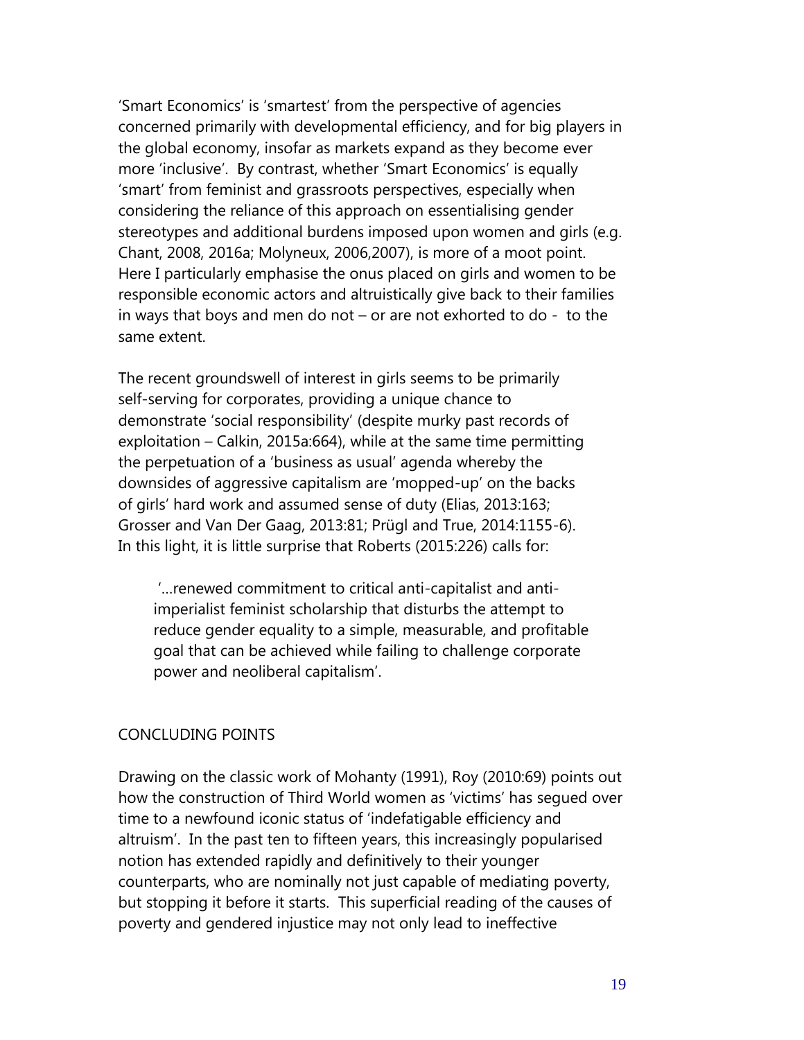'Smart Economics' is 'smartest' from the perspective of agencies concerned primarily with developmental efficiency, and for big players in the global economy, insofar as markets expand as they become ever more 'inclusive'. By contrast, whether 'Smart Economics' is equally 'smart' from feminist and grassroots perspectives, especially when considering the reliance of this approach on essentialising gender stereotypes and additional burdens imposed upon women and girls (e.g. Chant, 2008, 2016a; Molyneux, 2006,2007), is more of a moot point. Here I particularly emphasise the onus placed on girls and women to be responsible economic actors and altruistically give back to their families in ways that boys and men do not – or are not exhorted to do - to the same extent.

The recent groundswell of interest in girls seems to be primarily self-serving for corporates, providing a unique chance to demonstrate 'social responsibility' (despite murky past records of exploitation – Calkin, 2015a:664), while at the same time permitting the perpetuation of a 'business as usual' agenda whereby the downsides of aggressive capitalism are 'mopped-up' on the backs of girls' hard work and assumed sense of duty (Elias, 2013:163; Grosser and Van Der Gaag, 2013:81; Prügl and True, 2014:1155-6). In this light, it is little surprise that Roberts (2015:226) calls for:

> '...renewed commitment to critical anti-capitalist and anti-imperialist feminist scholarship that disturbs the attempt to reduce gender equality to a simple, measurable, and profitable goal that can be achieved while failing to challenge corporate power and neoliberal capitalism'.

## CONCLUDING POINTS

Drawing on the classic work of Mohanty (1991), Roy (2010:69) points out how the construction of Third World women as 'victims' has segued over time to a newfound iconic status of 'indefatigable efficiency and altruism'. In the past ten to fifteen years, this increasingly popularised notion has extended rapidly and definitively to their younger counterparts, who are nominally not just capable of mediating poverty, but stopping it before it starts. This superficial reading of the causes of poverty and gendered injustice may not only lead to ineffective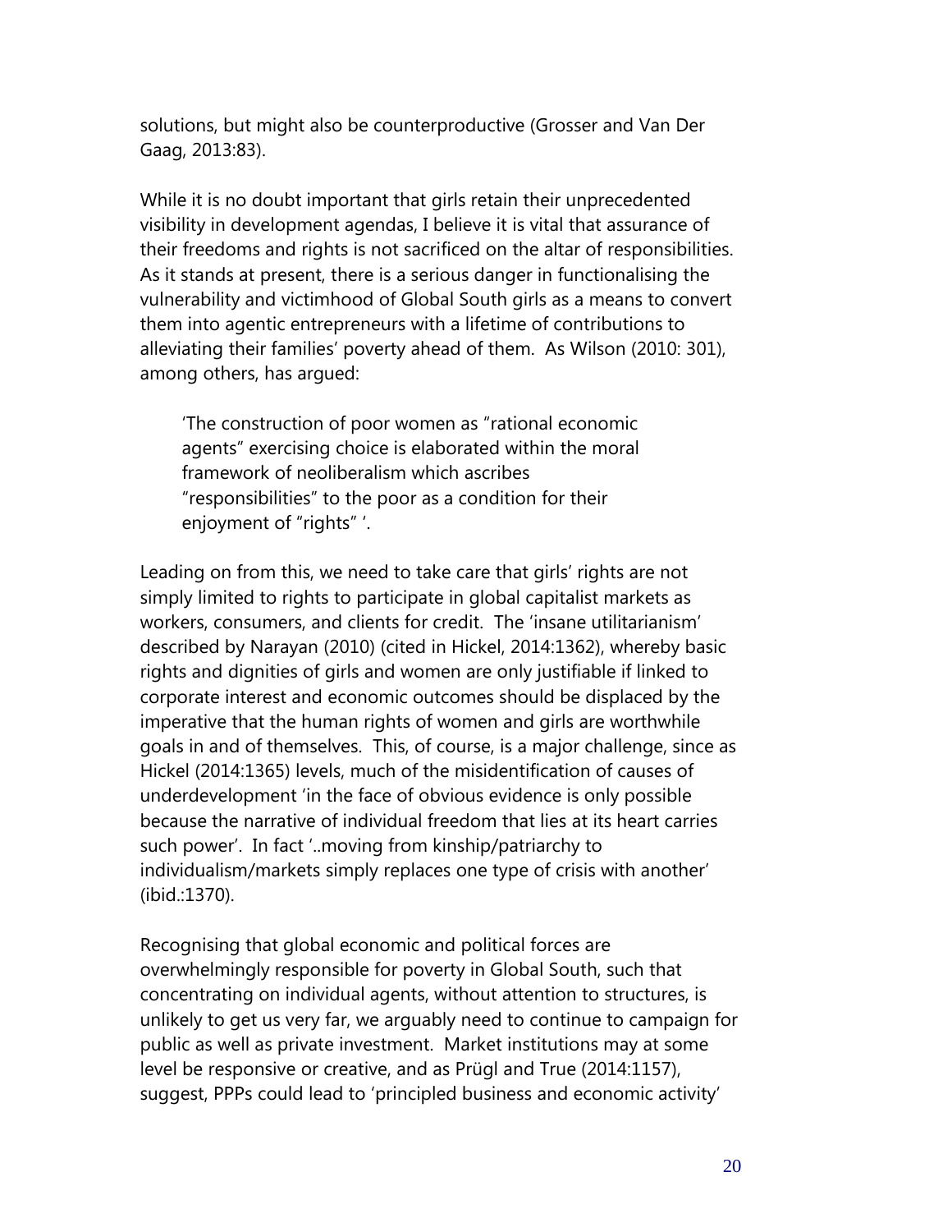solutions, but might also be counterproductive (Grosser and Van Der Gaag, 2013:83).

While it is no doubt important that girls retain their unprecedented visibility in development agendas, I believe it is vital that assurance of their freedoms and rights is not sacrificed on the altar of responsibilities. As it stands at present, there is a serious danger in functionalising the vulnerability and victimhood of Global South girls as a means to convert them into agentic entrepreneurs with a lifetime of contributions to alleviating their families' poverty ahead of them. As Wilson (2010: 301), among others, has argued:

> 'The construction of poor women as "rational economic agents" exercising choice is elaborated within the moral framework of neoliberalism which ascribes "responsibilities" to the poor as a condition for their enjoyment of "rights" '.

Leading on from this, we need to take care that girls' rights are not simply limited to rights to participate in global capitalist markets as workers, consumers, and clients for credit. The 'insane utilitarianism' described by Narayan (2010) (cited in Hickel, 2014:1362), whereby basic rights and dignities of girls and women are only justifiable if linked to corporate interest and economic outcomes should be displaced by the imperative that the human rights of women and girls are worthwhile goals in and of themselves. This, of course, is a major challenge, since as Hickel (2014:1365) levels, much of the misidentification of causes of underdevelopment 'in the face of obvious evidence is only possible because the narrative of individual freedom that lies at its heart carries such power'. In fact '..moving from kinship/patriarchy to individualism/markets simply replaces one type of crisis with another' (ibid.:1370).

Recognising that global economic and political forces are overwhelmingly responsible for poverty in Global South, such that concentrating on individual agents, without attention to structures, is unlikely to get us very far, we arguably need to continue to campaign for public as well as private investment. Market institutions may at some level be responsive or creative, and as Prügl and True (2014:1157), suggest, PPPs could lead to 'principled business and economic activity'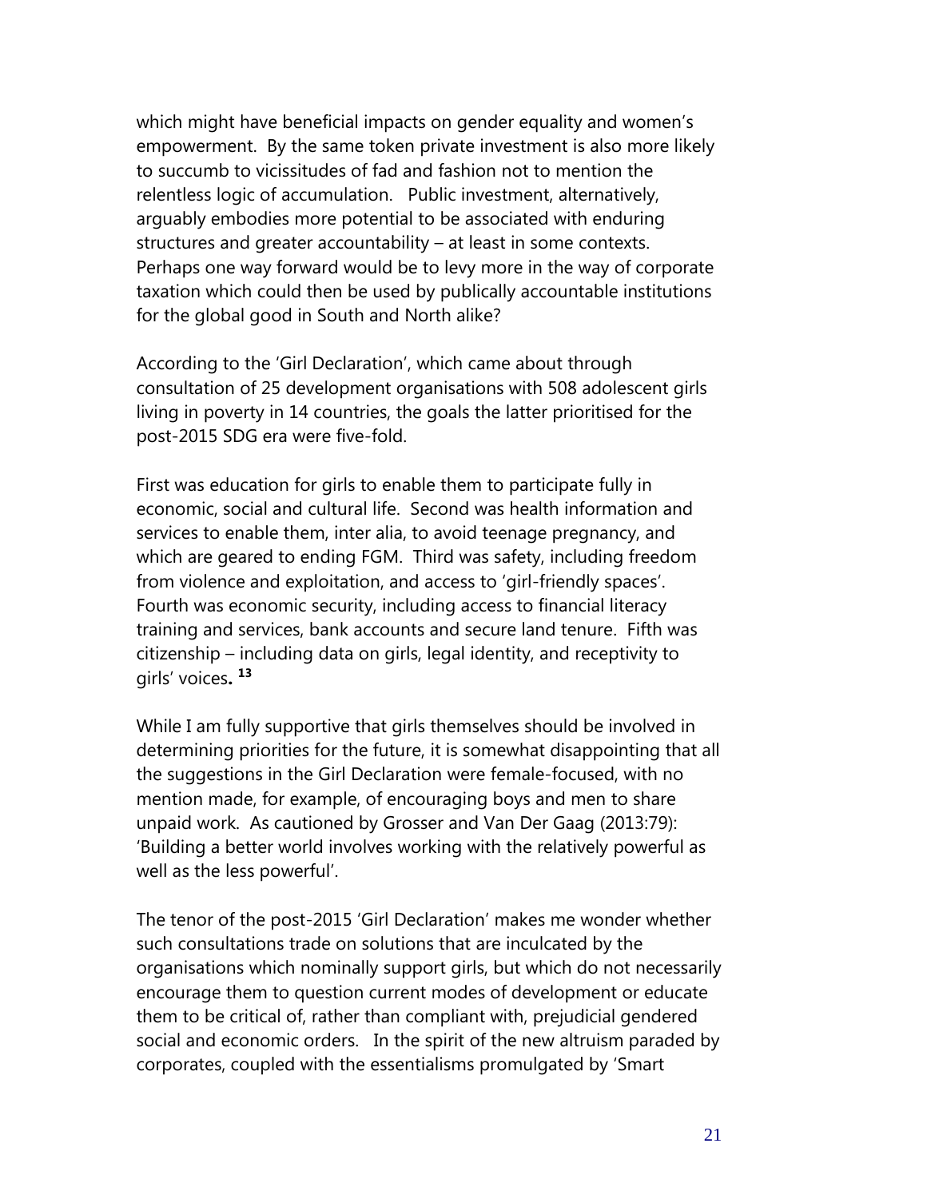which might have beneficial impacts on gender equality and women's empowerment. By the same token private investment is also more likely to succumb to vicissitudes of fad and fashion not to mention the relentless logic of accumulation. Public investment, alternatively, arguably embodies more potential to be associated with enduring structures and greater accountability – at least in some contexts. Perhaps one way forward would be to levy more in the way of corporate taxation which could then be used by publically accountable institutions for the global good in South and North alike?

According to the 'Girl Declaration', which came about through consultation of 25 development organisations with 508 adolescent girls living in poverty in 14 countries, the goals the latter prioritised for the post-2015 SDG era were five-fold.

First was education for girls to enable them to participate fully in economic, social and cultural life. Second was health information and services to enable them, inter alia, to avoid teenage pregnancy, and which are geared to ending FGM. Third was safety, including freedom from violence and exploitation, and access to 'girl-friendly spaces'. Fourth was economic security, including access to financial literacy training and services, bank accounts and secure land tenure. Fifth was citizenship – including data on girls, legal identity, and receptivity to girls' voices**.** [13]

While I am fully supportive that girls themselves should be involved in determining priorities for the future, it is somewhat disappointing that all the suggestions in the Girl Declaration were female-focused, with no mention made, for example, of encouraging boys and men to share unpaid work. As cautioned by Grosser and Van Der Gaag (2013:79): 'Building a better world involves working with the relatively powerful as well as the less powerful'.

The tenor of the post-2015 'Girl Declaration' makes me wonder whether such consultations trade on solutions that are inculcated by the organisations which nominally support girls, but which do not necessarily encourage them to question current modes of development or educate them to be critical of, rather than compliant with, prejudicial gendered social and economic orders. In the spirit of the new altruism paraded by corporates, coupled with the essentialisms promulgated by 'Smart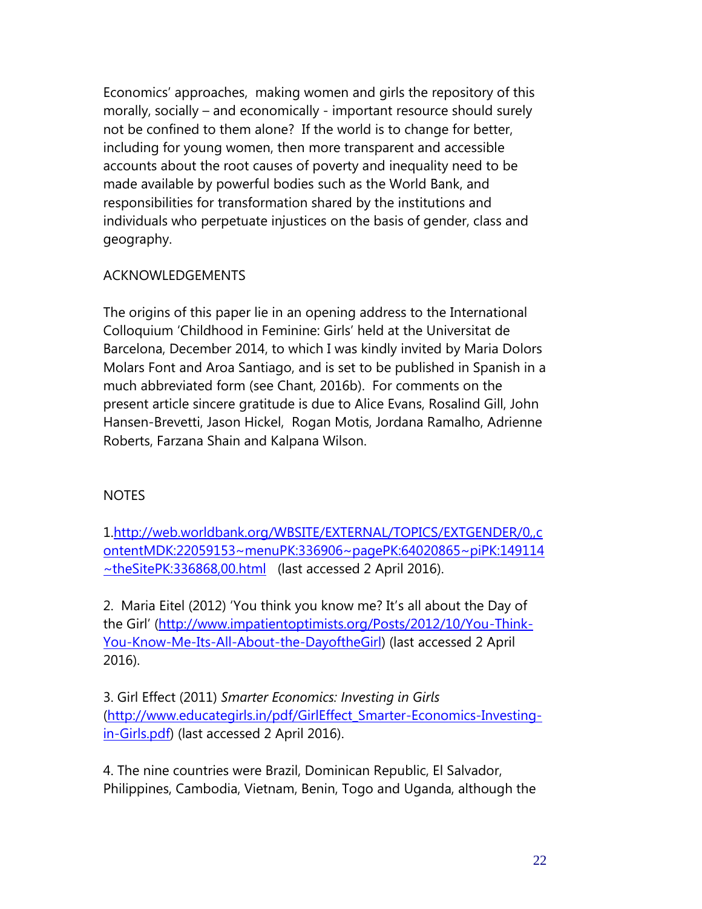Economics' approaches, making women and girls the repository of this morally, socially – and economically - important resource should surely not be confined to them alone? If the world is to change for better, including for young women, then more transparent and accessible accounts about the root causes of poverty and inequality need to be made available by powerful bodies such as the World Bank, and responsibilities for transformation shared by the institutions and individuals who perpetuate injustices on the basis of gender, class and geography.

## ACKNOWLEDGEMENTS

The origins of this paper lie in an opening address to the International Colloquium 'Childhood in Feminine: Girls' held at the Universitat de Barcelona, December 2014, to which I was kindly invited by Maria Dolors Molars Font and Aroa Santiago, and is set to be published in Spanish in a much abbreviated form (see Chant, 2016b). For comments on the present article sincere gratitude is due to Alice Evans, Rosalind Gill, John Hansen-Brevetti, Jason Hickel, Rogan Motis, Jordana Ramalho, Adrienne Roberts, Farzana Shain and Kalpana Wilson.

## NOTES

1.http://web.worldbank.org/WBSITE/EXTERNAL/TOPICS/EXTGENDER/0,,contentMDK:22059153~menuPK:336906~pagePK:64020865~piPK:149114~theSitePK:336868,00.html (last accessed 2 April 2016).

2. Maria Eitel (2012) 'You think you know me? It's all about the Day of the Girl' (http://www.impatientoptimists.org/Posts/2012/10/You-Think-You-Know-Me-Its-All-About-the-DayoftheGirl) (last accessed 2 April 2016).

3. Girl Effect (2011) *Smarter Economics: Investing in Girls* (http://www.educategirls.in/pdf/GirlEffect_Smarter-Economics-Investing-in-Girls.pdf) (last accessed 2 April 2016).

4. The nine countries were Brazil, Dominican Republic, El Salvador, Philippines, Cambodia, Vietnam, Benin, Togo and Uganda, although the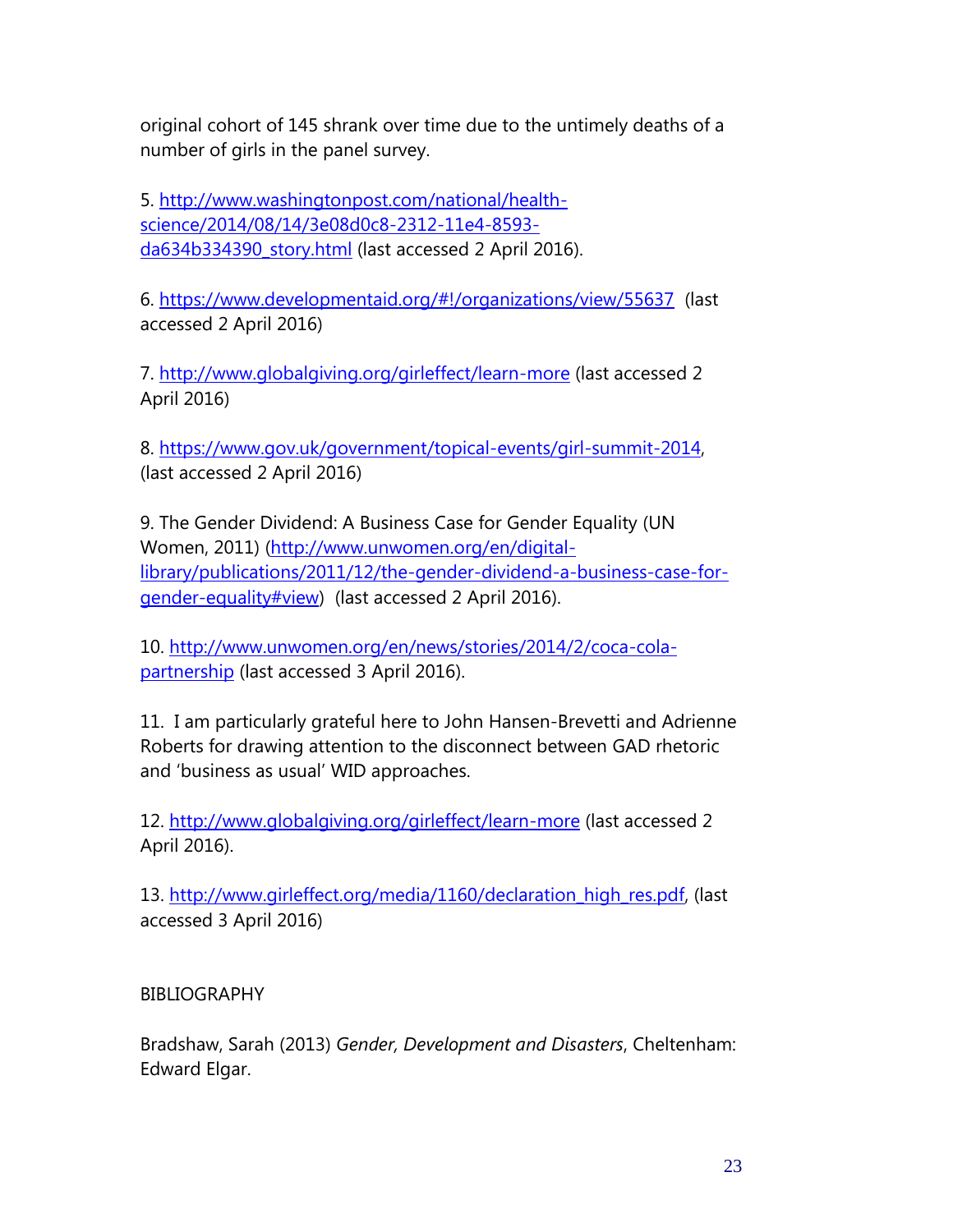original cohort of 145 shrank over time due to the untimely deaths of a number of girls in the panel survey.

5. http://www.washingtonpost.com/national/health-science/2014/08/14/3e08d0c8-2312-11e4-8593-da634b334390_story.html (last accessed 2 April 2016).

6. https://www.developmentaid.org/#!/organizations/view/55637 (last accessed 2 April 2016)

7. http://www.globalgiving.org/girleffect/learn-more (last accessed 2 April 2016)

8. https://www.gov.uk/government/topical-events/girl-summit-2014, (last accessed 2 April 2016)

9. The Gender Dividend: A Business Case for Gender Equality (UN Women, 2011) (http://www.unwomen.org/en/digital-library/publications/2011/12/the-gender-dividend-a-business-case-for-gender-equality#view) (last accessed 2 April 2016).

10. http://www.unwomen.org/en/news/stories/2014/2/coca-cola-partnership (last accessed 3 April 2016).

11. I am particularly grateful here to John Hansen-Brevetti and Adrienne Roberts for drawing attention to the disconnect between GAD rhetoric and 'business as usual' WID approaches.

12. http://www.globalgiving.org/girleffect/learn-more (last accessed 2 April 2016).

13. http://www.girleffect.org/media/1160/declaration_high_res.pdf, (last accessed 3 April 2016)

BIBLIOGRAPHY

Bradshaw, Sarah (2013) *Gender, Development and Disasters*, Cheltenham: Edward Elgar.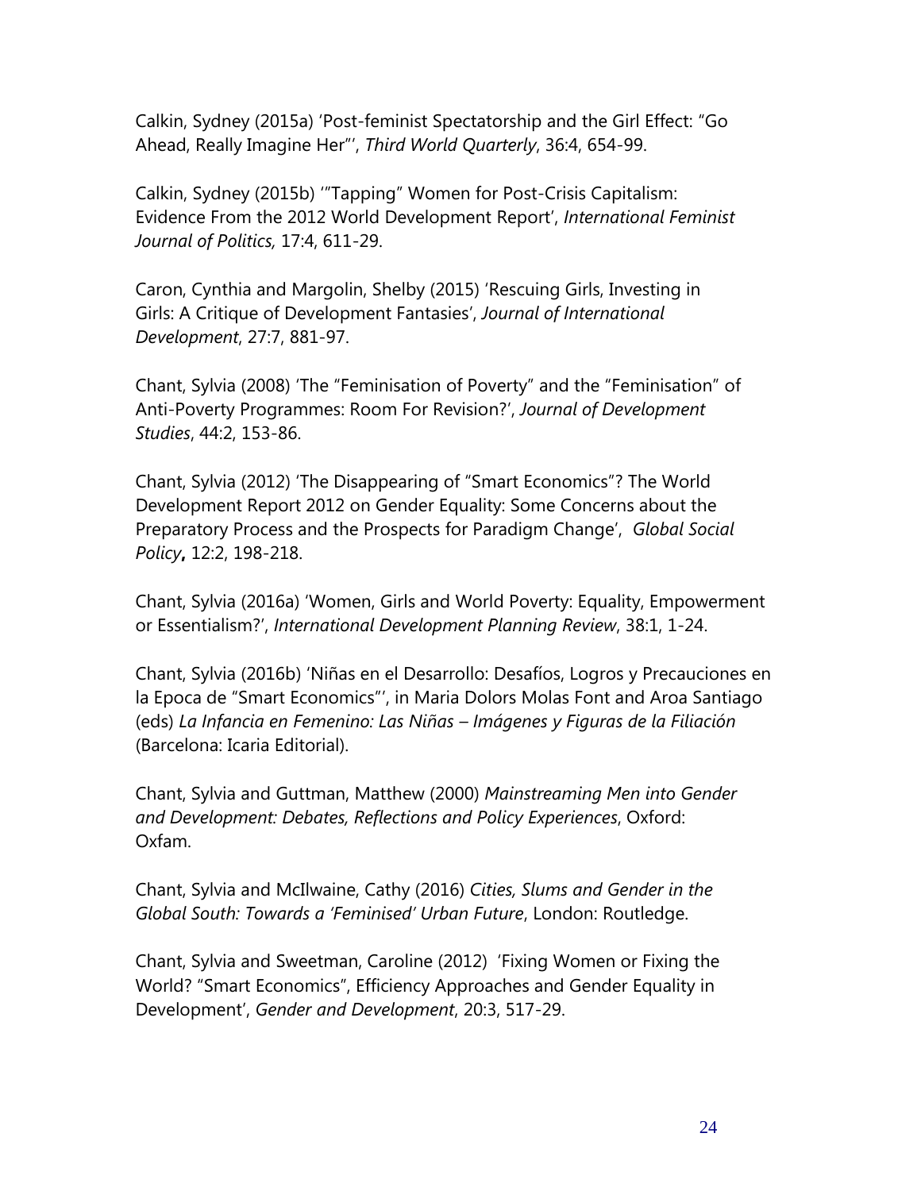Calkin, Sydney (2015a) 'Post-feminist Spectatorship and the Girl Effect: "Go Ahead, Really Imagine Her"', *Third World Quarterly*, 36:4, 654-99.

Calkin, Sydney (2015b) '"Tapping" Women for Post-Crisis Capitalism: Evidence From the 2012 World Development Report', *International Feminist Journal of Politics,* 17:4, 611-29.

Caron, Cynthia and Margolin, Shelby (2015) 'Rescuing Girls, Investing in Girls: A Critique of Development Fantasies', *Journal of International Development*, 27:7, 881-97.

Chant, Sylvia (2008) 'The "Feminisation of Poverty" and the "Feminisation" of Anti-Poverty Programmes: Room For Revision?', *Journal of Development Studies*, 44:2, 153-86.

Chant, Sylvia (2012) 'The Disappearing of "Smart Economics"? The World Development Report 2012 on Gender Equality: Some Concerns about the Preparatory Process and the Prospects for Paradigm Change', *Global Social Policy***,** 12:2, 198-218.

Chant, Sylvia (2016a) 'Women, Girls and World Poverty: Equality, Empowerment or Essentialism?', *International Development Planning Review*, 38:1, 1-24.

Chant, Sylvia (2016b) 'Niñas en el Desarrollo: Desafíos, Logros y Precauciones en la Epoca de "Smart Economics"', in Maria Dolors Molas Font and Aroa Santiago (eds) *La Infancia en Femenino: Las Niñas – Imágenes y Figuras de la Filiación* (Barcelona: Icaria Editorial).

Chant, Sylvia and Guttman, Matthew (2000) *Mainstreaming Men into Gender and Development: Debates, Reflections and Policy Experiences*, Oxford: Oxfam.

Chant, Sylvia and McIlwaine, Cathy (2016) *Cities, Slums and Gender in the Global South: Towards a 'Feminised' Urban Future*, London: Routledge.

Chant, Sylvia and Sweetman, Caroline (2012) 'Fixing Women or Fixing the World? "Smart Economics", Efficiency Approaches and Gender Equality in Development', *Gender and Development*, 20:3, 517-29.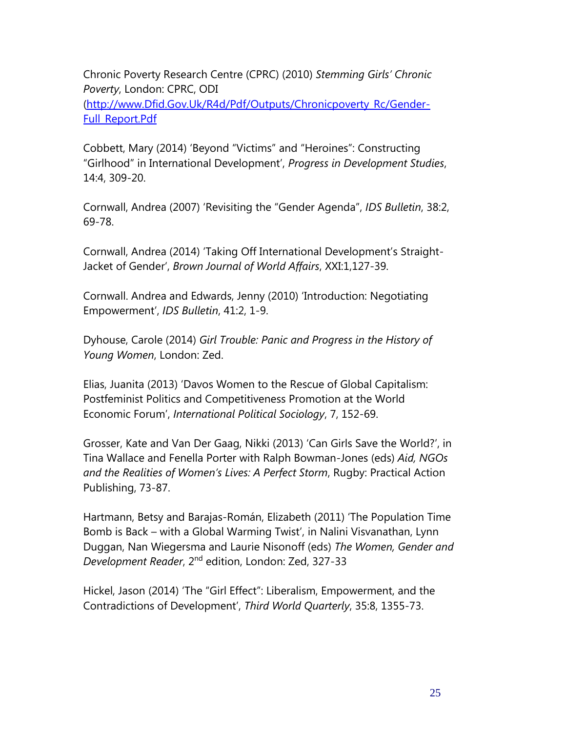Chronic Poverty Research Centre (CPRC) (2010) *Stemming Girls' Chronic Poverty*, London: CPRC, ODI ([http://www.Dfid.Gov.Uk/R4d/Pdf/Outputs/Chronicpoverty_Rc/Gender-Full_Report.Pdf](http://www.Dfid.Gov.Uk/R4d/Pdf/Outputs/Chronicpoverty_Rc/Gender-Full_Report.Pdf)

Cobbett, Mary (2014) 'Beyond "Victims" and "Heroines": Constructing "Girlhood" in International Development', *Progress in Development Studies*, 14:4, 309-20.

Cornwall, Andrea (2007) 'Revisiting the "Gender Agenda", *IDS Bulletin*, 38:2, 69-78.

Cornwall, Andrea (2014) 'Taking Off International Development's Straight-Jacket of Gender', *Brown Journal of World Affairs*, XXI:1,127-39.

Cornwall. Andrea and Edwards, Jenny (2010) 'Introduction: Negotiating Empowerment', *IDS Bulletin*, 41:2, 1-9.

Dyhouse, Carole (2014) *Girl Trouble: Panic and Progress in the History of Young Women*, London: Zed.

Elias, Juanita (2013) 'Davos Women to the Rescue of Global Capitalism: Postfeminist Politics and Competitiveness Promotion at the World Economic Forum', *International Political Sociology*, 7, 152-69.

Grosser, Kate and Van Der Gaag, Nikki (2013) 'Can Girls Save the World?', in Tina Wallace and Fenella Porter with Ralph Bowman-Jones (eds) *Aid, NGOs and the Realities of Women's Lives: A Perfect Storm*, Rugby: Practical Action Publishing, 73-87.

Hartmann, Betsy and Barajas-Román, Elizabeth (2011) 'The Population Time Bomb is Back – with a Global Warming Twist', in Nalini Visvanathan, Lynn Duggan, Nan Wiegersma and Laurie Nisonoff (eds) *The Women, Gender and Development Reader*, 2nd edition, London: Zed, 327-33

Hickel, Jason (2014) 'The "Girl Effect": Liberalism, Empowerment, and the Contradictions of Development', *Third World Quarterly*, 35:8, 1355-73.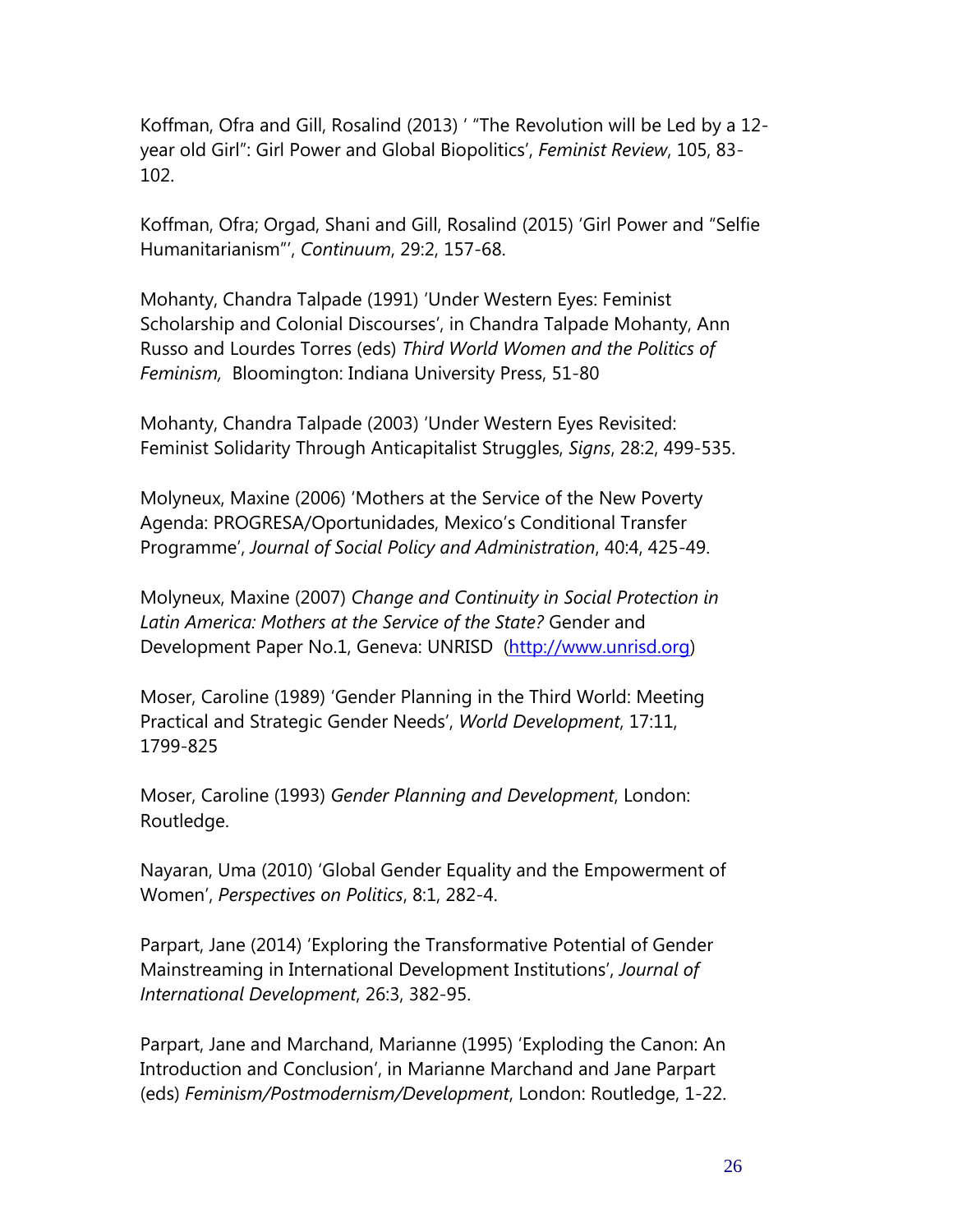Koffman, Ofra and Gill, Rosalind (2013) ' "The Revolution will be Led by a 12-year old Girl": Girl Power and Global Biopolitics', *Feminist Review*, 105, 83-102.

Koffman, Ofra; Orgad, Shani and Gill, Rosalind (2015) 'Girl Power and "Selfie Humanitarianism"', *Continuum*, 29:2, 157-68.

Mohanty, Chandra Talpade (1991) 'Under Western Eyes: Feminist Scholarship and Colonial Discourses', in Chandra Talpade Mohanty, Ann Russo and Lourdes Torres (eds) *Third World Women and the Politics of Feminism,* Bloomington: Indiana University Press, 51-80

Mohanty, Chandra Talpade (2003) 'Under Western Eyes Revisited: Feminist Solidarity Through Anticapitalist Struggles, *Signs*, 28:2, 499-535.

Molyneux, Maxine (2006) 'Mothers at the Service of the New Poverty Agenda: PROGRESA/Oportunidades, Mexico's Conditional Transfer Programme', *Journal of Social Policy and Administration*, 40:4, 425-49.

Molyneux, Maxine (2007) *Change and Continuity in Social Protection in Latin America: Mothers at the Service of the State?* Gender and Development Paper No.1, Geneva: UNRISD (http://www.unrisd.org)

Moser, Caroline (1989) 'Gender Planning in the Third World: Meeting Practical and Strategic Gender Needs', *World Development*, 17:11, 1799-825

Moser, Caroline (1993) *Gender Planning and Development*, London: Routledge.

Nayaran, Uma (2010) 'Global Gender Equality and the Empowerment of Women', *Perspectives on Politics*, 8:1, 282-4.

Parpart, Jane (2014) 'Exploring the Transformative Potential of Gender Mainstreaming in International Development Institutions', *Journal of International Development*, 26:3, 382-95.

Parpart, Jane and Marchand, Marianne (1995) 'Exploding the Canon: An Introduction and Conclusion', in Marianne Marchand and Jane Parpart (eds) *Feminism/Postmodernism/Development*, London: Routledge, 1-22.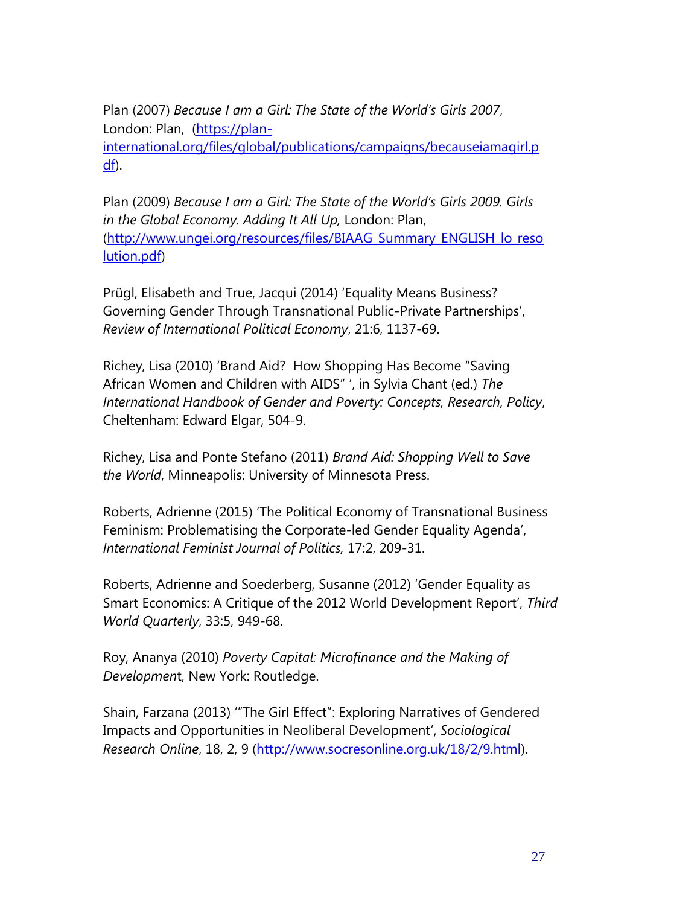Plan (2007) *Because I am a Girl: The State of the World's Girls 2007*, London: Plan, (https://plan-international.org/files/global/publications/campaigns/becauseiamagirl.pdf).

Plan (2009) *Because I am a Girl: The State of the World's Girls 2009. Girls in the Global Economy. Adding It All Up,* London: Plan, (http://www.ungei.org/resources/files/BIAAG_Summary_ENGLISH_lo_resolution.pdf)

Prügl, Elisabeth and True, Jacqui (2014) 'Equality Means Business? Governing Gender Through Transnational Public-Private Partnerships', *Review of International Political Economy*, 21:6, 1137-69.

Richey, Lisa (2010) 'Brand Aid? How Shopping Has Become "Saving African Women and Children with AIDS" ', in Sylvia Chant (ed.) *The International Handbook of Gender and Poverty: Concepts, Research, Policy*, Cheltenham: Edward Elgar, 504-9.

Richey, Lisa and Ponte Stefano (2011) *Brand Aid: Shopping Well to Save the World*, Minneapolis: University of Minnesota Press.

Roberts, Adrienne (2015) 'The Political Economy of Transnational Business Feminism: Problematising the Corporate-led Gender Equality Agenda', *International Feminist Journal of Politics,* 17:2, 209-31.

Roberts, Adrienne and Soederberg, Susanne (2012) 'Gender Equality as Smart Economics: A Critique of the 2012 World Development Report', *Third World Quarterly*, 33:5, 949-68.

Roy, Ananya (2010) *Poverty Capital: Microfinance and the Making of Development*, New York: Routledge.

Shain, Farzana (2013) '"The Girl Effect": Exploring Narratives of Gendered Impacts and Opportunities in Neoliberal Development', *Sociological Research Online*, 18, 2, 9 (http://www.socresonline.org.uk/18/2/9.html).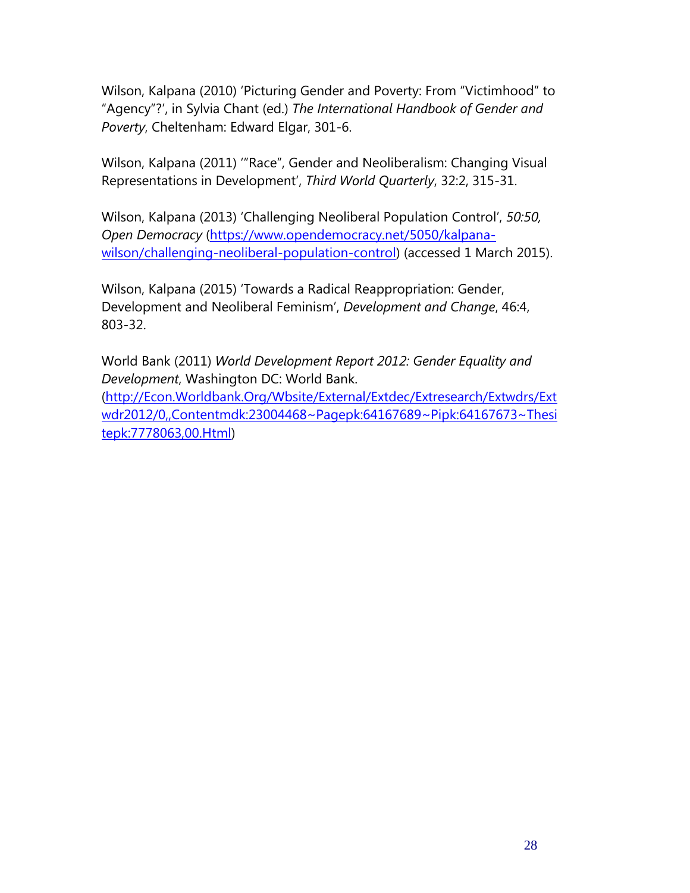Wilson, Kalpana (2010) 'Picturing Gender and Poverty: From "Victimhood" to "Agency"?', in Sylvia Chant (ed.) *The International Handbook of Gender and Poverty*, Cheltenham: Edward Elgar, 301-6.

Wilson, Kalpana (2011) '"Race", Gender and Neoliberalism: Changing Visual Representations in Development', *Third World Quarterly*, 32:2, 315-31.

Wilson, Kalpana (2013) 'Challenging Neoliberal Population Control', *50:50, Open Democracy* (https://www.opendemocracy.net/5050/kalpana-wilson/challenging-neoliberal-population-control) (accessed 1 March 2015).

Wilson, Kalpana (2015) 'Towards a Radical Reappropriation: Gender, Development and Neoliberal Feminism', *Development and Change*, 46:4, 803-32.

World Bank (2011) *World Development Report 2012: Gender Equality and Development*, Washington DC: World Bank. (http://Econ.Worldbank.Org/Wbsite/External/Extdec/Extresearch/Extwdrs/Extwdr2012/0,,Contentmdk:23004468~Pagepk:64167689~Pipk:64167673~Thesitepk:7778063,00.Html)